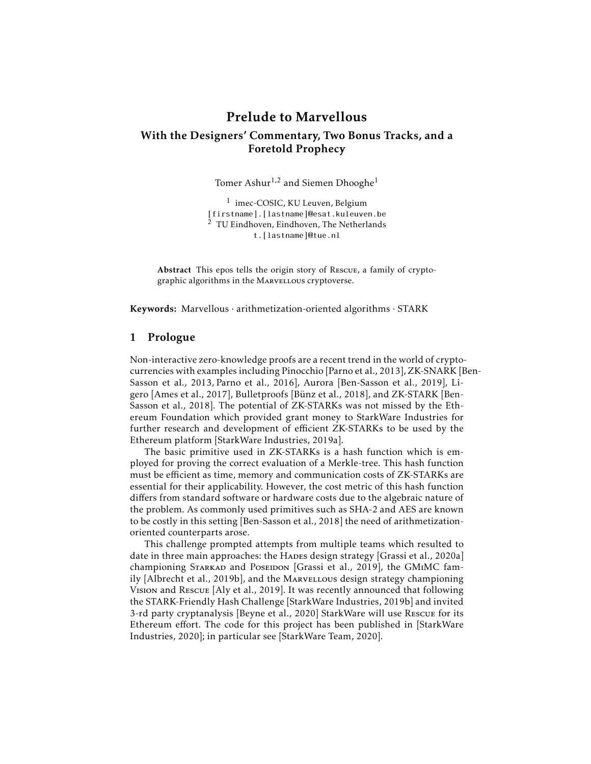# Prelude to Marvellous

## With the Designers' Commentary, Two Bonus Tracks, and a Foretold Prophecy

Tomer Ashur[1,2] and Siemen Dhooghe[1]

[1] imec-COSIC, KU Leuven, Belgium
[firstname].[lastname]@esat.kuleuven.be
[2] TU Eindhoven, Eindhoven, The Netherlands
t.[lastname]@tue.nl

**Abstract** This epos tells the origin story of Rescue, a family of cryptographic algorithms in the Marvellous cryptoverse.

**Keywords:** Marvellous · arithmetization-oriented algorithms · STARK

## 1 Prologue

Non-interactive zero-knowledge proofs are a recent trend in the world of cryptocurrencies with examples including Pinocchio [Parno et al., 2013], ZK-SNARK [Ben-Sasson et al., 2013, Parno et al., 2016], Aurora [Ben-Sasson et al., 2019], Ligero [Ames et al., 2017], Bulletproofs [Bünz et al., 2018], and ZK-STARK [Ben-Sasson et al., 2018]. The potential of ZK-STARKs was not missed by the Ethereum Foundation which provided grant money to StarkWare Industries for further research and development of efficient ZK-STARKs to be used by the Ethereum platform [StarkWare Industries, 2019a].

The basic primitive used in ZK-STARKs is a hash function which is employed for proving the correct evaluation of a Merkle-tree. This hash function must be efficient as time, memory and communication costs of ZK-STARKs are essential for their applicability. However, the cost metric of this hash function differs from standard software or hardware costs due to the algebraic nature of the problem. As commonly used primitives such as SHA-2 and AES are known to be costly in this setting [Ben-Sasson et al., 2018] the need of arithmetization-oriented counterparts arose.

This challenge prompted attempts from multiple teams which resulted to date in three main approaches: the Hades design strategy [Grassi et al., 2020a] championing Starkad and Poseidon [Grassi et al., 2019], the GMiMC family [Albrecht et al., 2019b], and the Marvellous design strategy championing Vision and Rescue [Aly et al., 2019]. It was recently announced that following the STARK-Friendly Hash Challenge [StarkWare Industries, 2019b] and invited 3-rd party cryptanalysis [Beyne et al., 2020] StarkWare will use Rescue for its Ethereum effort. The code for this project has been published in [StarkWare Industries, 2020]; in particular see [StarkWare Team, 2020].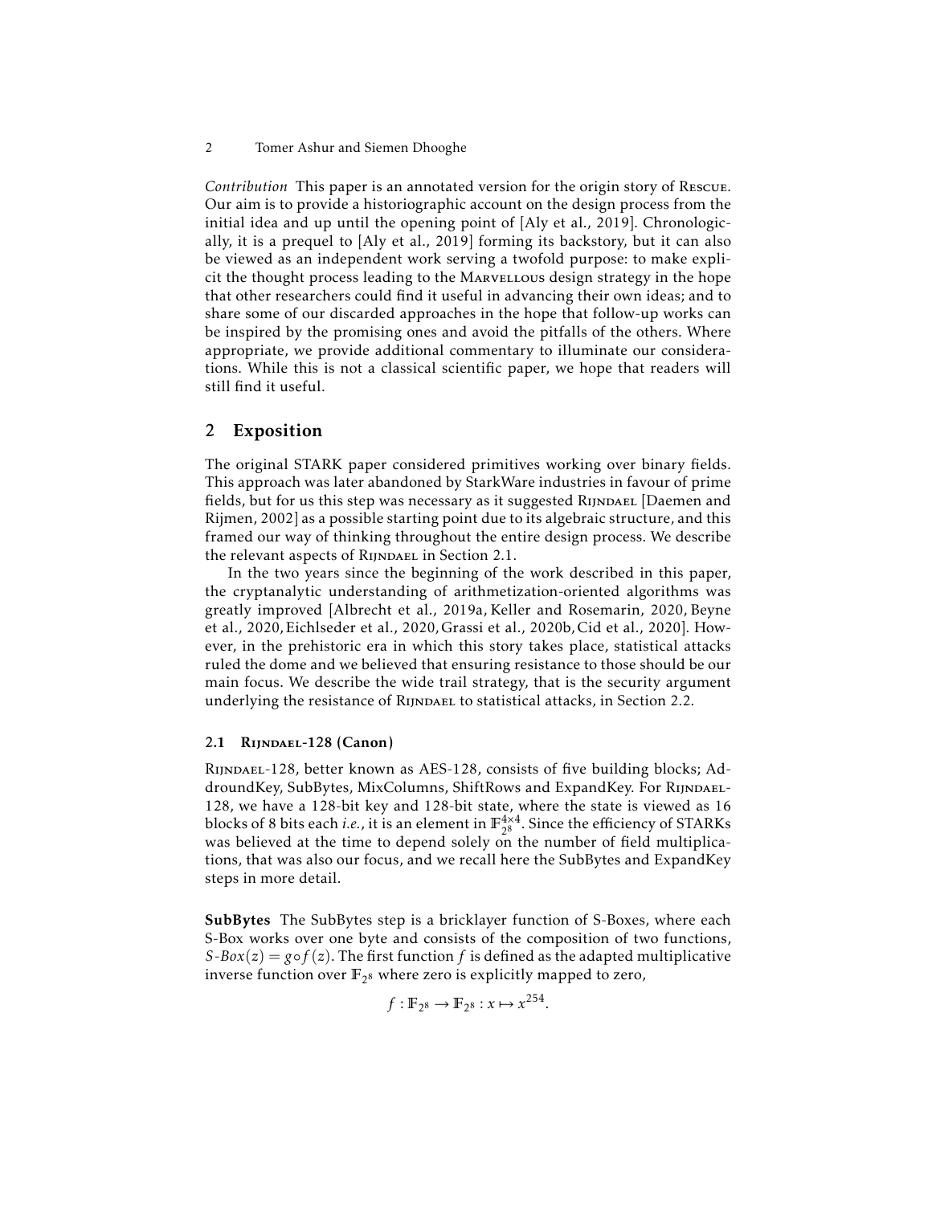*Contribution* This paper is an annotated version for the origin story of RESCUE. Our aim is to provide a historiographic account on the design process from the initial idea and up until the opening point of [Aly et al., 2019]. Chronologically, it is a prequel to [Aly et al., 2019] forming its backstory, but it can also be viewed as an independent work serving a twofold purpose: to make explicit the thought process leading to the MARVELLOUS design strategy in the hope that other researchers could find it useful in advancing their own ideas; and to share some of our discarded approaches in the hope that follow-up works can be inspired by the promising ones and avoid the pitfalls of the others. Where appropriate, we provide additional commentary to illuminate our considerations. While this is not a classical scientific paper, we hope that readers will still find it useful.

## 2 Exposition

The original STARK paper considered primitives working over binary fields. This approach was later abandoned by StarkWare industries in favour of prime fields, but for us this step was necessary as it suggested RIJNDAEL [Daemen and Rijmen, 2002] as a possible starting point due to its algebraic structure, and this framed our way of thinking throughout the entire design process. We describe the relevant aspects of RIJNDAEL in Section 2.1.

In the two years since the beginning of the work described in this paper, the cryptanalytic understanding of arithmetization-oriented algorithms was greatly improved [Albrecht et al., 2019a, Keller and Rosemarin, 2020, Beyne et al., 2020, Eichlseder et al., 2020, Grassi et al., 2020b, Cid et al., 2020]. However, in the prehistoric era in which this story takes place, statistical attacks ruled the dome and we believed that ensuring resistance to those should be our main focus. We describe the wide trail strategy, that is the security argument underlying the resistance of RIJNDAEL to statistical attacks, in Section 2.2.

### 2.1 RIJNDAEL-128 (Canon)

RIJNDAEL-128, better known as AES-128, consists of five building blocks; AddroundKey, SubBytes, MixColumns, ShiftRows and ExpandKey. For RIJNDAEL-128, we have a 128-bit key and 128-bit state, where the state is viewed as 16 blocks of 8 bits each *i.e.*, it is an element in $\mathbb{F}_{2^8}^{4\times 4}$. Since the efficiency of STARKs was believed at the time to depend solely on the number of field multiplications, that was also our focus, and we recall here the SubBytes and ExpandKey steps in more detail.

**SubBytes** The SubBytes step is a bricklayer function of S-Boxes, where each S-Box works over one byte and consists of the composition of two functions, $S\text{-}Box(z) = g \circ f(z)$. The first function $f$ is defined as the adapted multiplicative inverse function over $\mathbb{F}_{2^8}$ where zero is explicitly mapped to zero,

$$f : \mathbb{F}_{2^8} \to \mathbb{F}_{2^8} : x \mapsto x^{254}.$$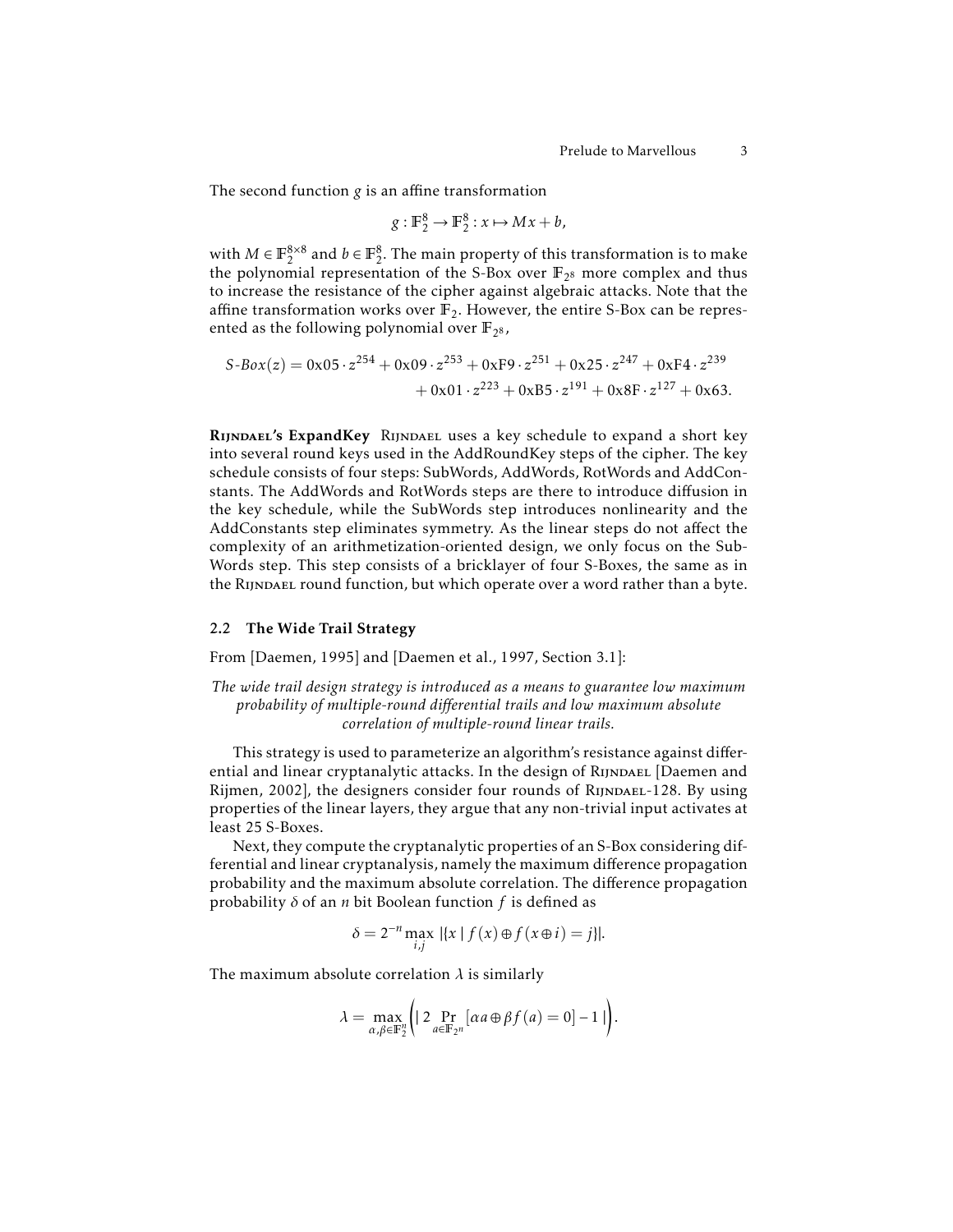The second function $g$ is an affine transformation

$$g : \mathbb{F}_2^8 \to \mathbb{F}_2^8 : x \mapsto Mx + b,$$

with $M \in \mathbb{F}_2^{8\times 8}$ and $b \in \mathbb{F}_2^8$. The main property of this transformation is to make the polynomial representation of the S-Box over $\mathbb{F}_{2^8}$ more complex and thus to increase the resistance of the cipher against algebraic attacks. Note that the affine transformation works over $\mathbb{F}_2$. However, the entire S-Box can be represented as the following polynomial over $\mathbb{F}_{2^8}$,

$$\begin{aligned} S\text{-}Box(z) = 0\text{x}05 \cdot z^{254} + 0\text{x}09 \cdot z^{253} + 0\text{xF}9 \cdot z^{251} + 0\text{x}25 \cdot z^{247} + 0\text{xF}4 \cdot z^{239} \\ + 0\text{x}01 \cdot z^{223} + 0\text{xB}5 \cdot z^{191} + 0\text{x}8\text{F} \cdot z^{127} + 0\text{x}63. \end{aligned}$$

**Rijndael's ExpandKey** Rijndael uses a key schedule to expand a short key into several round keys used in the AddRoundKey steps of the cipher. The key schedule consists of four steps: SubWords, AddWords, RotWords and AddConstants. The AddWords and RotWords steps are there to introduce diffusion in the key schedule, while the SubWords step introduces nonlinearity and the AddConstants step eliminates symmetry. As the linear steps do not affect the complexity of an arithmetization-oriented design, we only focus on the SubWords step. This step consists of a bricklayer of four S-Boxes, the same as in the Rijndael round function, but which operate over a word rather than a byte.

### 2.2 The Wide Trail Strategy

From [Daemen, 1995] and [Daemen et al., 1997, Section 3.1]:

*The wide trail design strategy is introduced as a means to guarantee low maximum probability of multiple-round differential trails and low maximum absolute correlation of multiple-round linear trails.*

This strategy is used to parameterize an algorithm's resistance against differential and linear cryptanalytic attacks. In the design of Rijndael [Daemen and Rijmen, 2002], the designers consider four rounds of Rijndael-128. By using properties of the linear layers, they argue that any non-trivial input activates at least 25 S-Boxes.

Next, they compute the cryptanalytic properties of an S-Box considering differential and linear cryptanalysis, namely the maximum difference propagation probability and the maximum absolute correlation. The difference propagation probability $\delta$ of an $n$ bit Boolean function $f$ is defined as

$$\delta = 2^{-n} \max_{i,j} |\{x \mid f(x) \oplus f(x \oplus i) = j\}|.$$

The maximum absolute correlation $\lambda$ is similarly

$$\lambda = \max_{\alpha,\beta \in \mathbb{F}_2^n} \left( \left| 2 \Pr_{a \in \mathbb{F}_{2^n}} [\alpha a \oplus \beta f(a) = 0] - 1 \right| \right).$$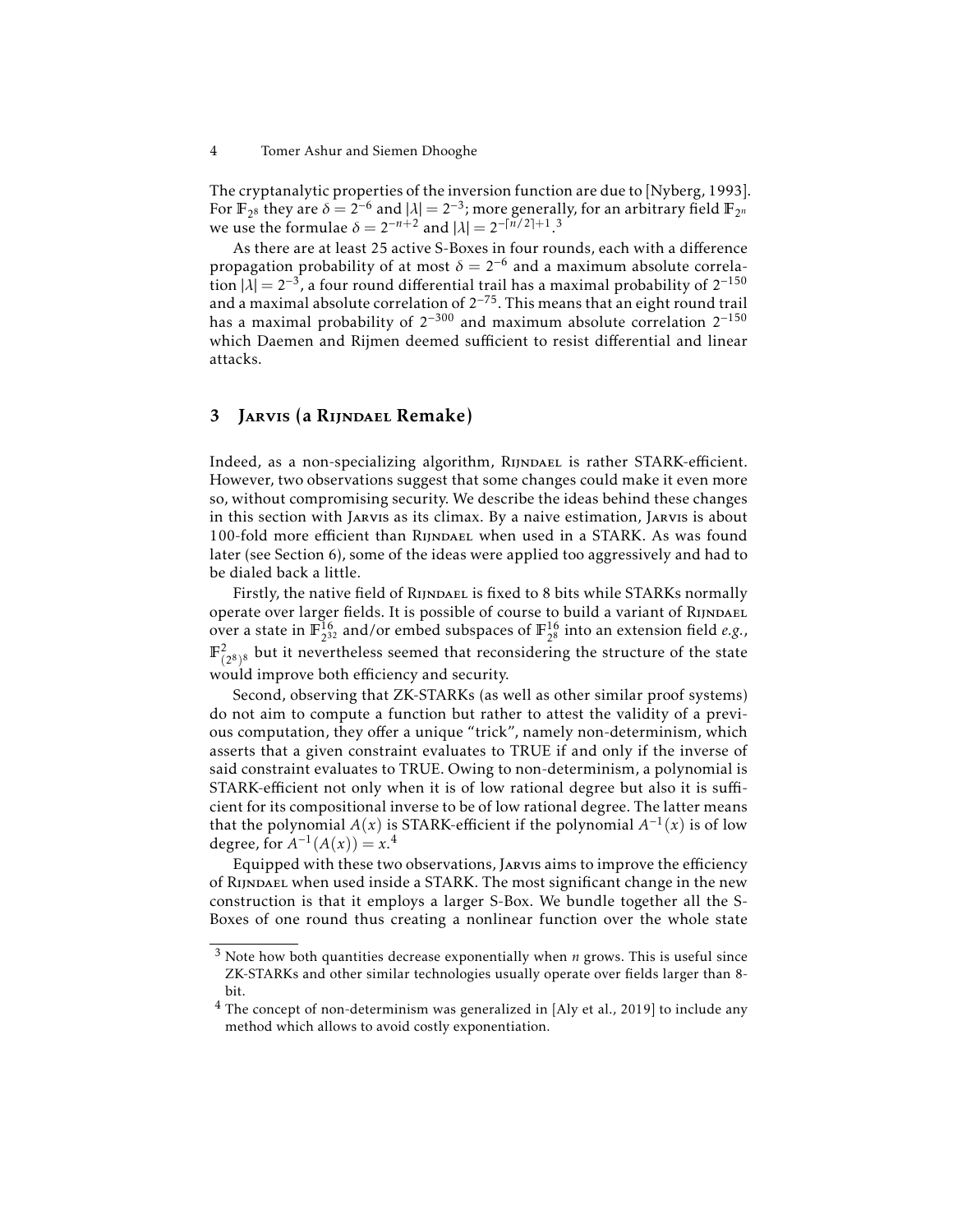The cryptanalytic properties of the inversion function are due to [Nyberg, 1993]. For $\mathbb{F}_{2^8}$ they are $\delta = 2^{-6}$ and $|\lambda| = 2^{-3}$; more generally, for an arbitrary field $\mathbb{F}_{2^n}$ we use the formulae $\delta = 2^{-n+2}$ and $|\lambda| = 2^{-\lceil n/2 \rceil + 1}$.[3]

As there are at least 25 active S-Boxes in four rounds, each with a difference propagation probability of at most $\delta = 2^{-6}$ and a maximum absolute correlation $|\lambda| = 2^{-3}$, a four round differential trail has a maximal probability of $2^{-150}$ and a maximal absolute correlation of $2^{-75}$. This means that an eight round trail has a maximal probability of $2^{-300}$ and maximum absolute correlation $2^{-150}$ which Daemen and Rijmen deemed sufficient to resist differential and linear attacks.

## 3 Jarvis (a Rijndael Remake)

Indeed, as a non-specializing algorithm, Rijndael is rather STARK-efficient. However, two observations suggest that some changes could make it even more so, without compromising security. We describe the ideas behind these changes in this section with Jarvis as its climax. By a naive estimation, Jarvis is about 100-fold more efficient than Rijndael when used in a STARK. As was found later (see Section 6), some of the ideas were applied too aggressively and had to be dialed back a little.

Firstly, the native field of Rijndael is fixed to 8 bits while STARKs normally operate over larger fields. It is possible of course to build a variant of Rijndael over a state in $\mathbb{F}_{2^{32}}^{16}$ and/or embed subspaces of $\mathbb{F}_{2^8}^{16}$ into an extension field *e.g.*, $\mathbb{F}_{(2^8)^8}^{2}$ but it nevertheless seemed that reconsidering the structure of the state would improve both efficiency and security.

Second, observing that ZK-STARKs (as well as other similar proof systems) do not aim to compute a function but rather to attest the validity of a previous computation, they offer a unique "trick", namely non-determinism, which asserts that a given constraint evaluates to TRUE if and only if the inverse of said constraint evaluates to TRUE. Owing to non-determinism, a polynomial is STARK-efficient not only when it is of low rational degree but also it is sufficient for its compositional inverse to be of low rational degree. The latter means that the polynomial $A(x)$ is STARK-efficient if the polynomial $A^{-1}(x)$ is of low degree, for $A^{-1}(A(x)) = x$.[4]

Equipped with these two observations, Jarvis aims to improve the efficiency of Rijndael when used inside a STARK. The most significant change in the new construction is that it employs a larger S-Box. We bundle together all the S-Boxes of one round thus creating a nonlinear function over the whole state

---

[3] Note how both quantities decrease exponentially when $n$ grows. This is useful since ZK-STARKs and other similar technologies usually operate over fields larger than 8-bit.

[4] The concept of non-determinism was generalized in [Aly et al., 2019] to include any method which allows to avoid costly exponentiation.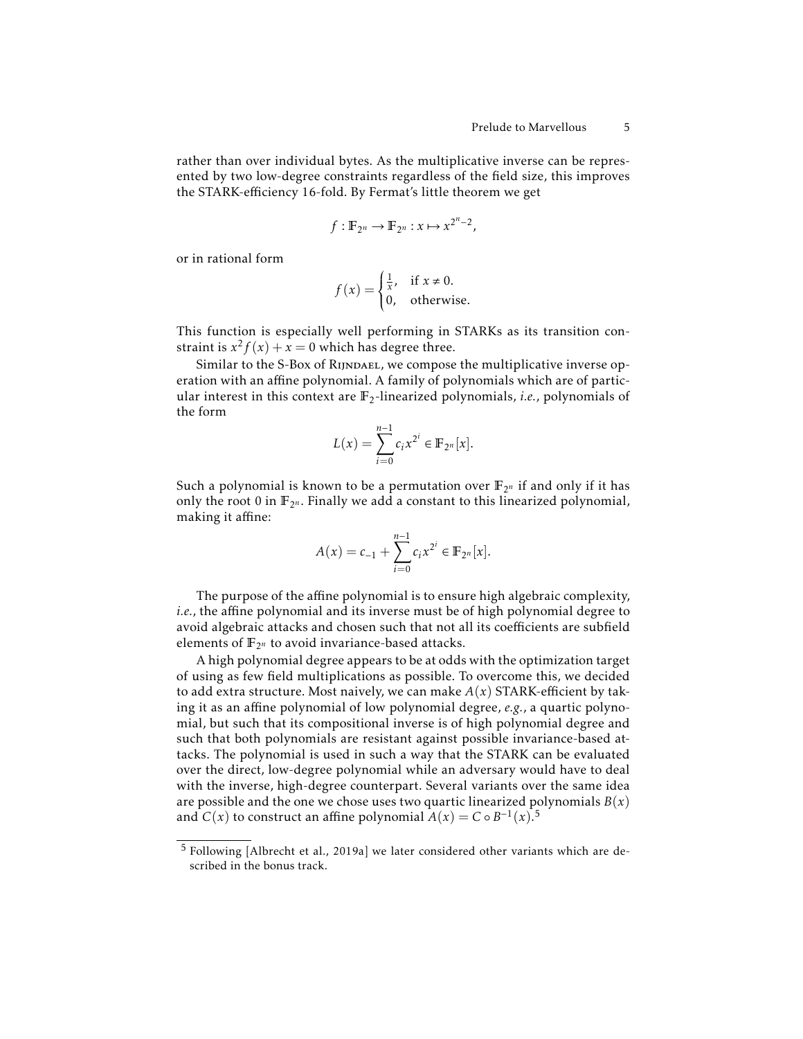rather than over individual bytes. As the multiplicative inverse can be represented by two low-degree constraints regardless of the field size, this improves the STARK-efficiency 16-fold. By Fermat's little theorem we get

$$f : \mathbb{F}_{2^n} \to \mathbb{F}_{2^n} : x \mapsto x^{2^n - 2},$$

or in rational form

$$f(x) = \begin{cases} \frac{1}{x}, & \text{if } x \neq 0. \\ 0, & \text{otherwise.} \end{cases}$$

This function is especially well performing in STARKs as its transition constraint is $x^2 f(x) + x = 0$ which has degree three.

Similar to the S-Box of Rijndael, we compose the multiplicative inverse operation with an affine polynomial. A family of polynomials which are of particular interest in this context are $\mathbb{F}_2$-linearized polynomials, *i.e.*, polynomials of the form

$$L(x) = \sum_{i=0}^{n-1} c_i x^{2^i} \in \mathbb{F}_{2^n}[x].$$

Such a polynomial is known to be a permutation over $\mathbb{F}_{2^n}$ if and only if it has only the root 0 in $\mathbb{F}_{2^n}$. Finally we add a constant to this linearized polynomial, making it affine:

$$A(x) = c_{-1} + \sum_{i=0}^{n-1} c_i x^{2^i} \in \mathbb{F}_{2^n}[x].$$

The purpose of the affine polynomial is to ensure high algebraic complexity, *i.e.*, the affine polynomial and its inverse must be of high polynomial degree to avoid algebraic attacks and chosen such that not all its coefficients are subfield elements of $\mathbb{F}_{2^n}$ to avoid invariance-based attacks.

A high polynomial degree appears to be at odds with the optimization target of using as few field multiplications as possible. To overcome this, we decided to add extra structure. Most naively, we can make $A(x)$ STARK-efficient by taking it as an affine polynomial of low polynomial degree, *e.g.*, a quartic polynomial, but such that its compositional inverse is of high polynomial degree and such that both polynomials are resistant against possible invariance-based attacks. The polynomial is used in such a way that the STARK can be evaluated over the direct, low-degree polynomial while an adversary would have to deal with the inverse, high-degree counterpart. Several variants over the same idea are possible and the one we chose uses two quartic linearized polynomials $B(x)$ and $C(x)$ to construct an affine polynomial $A(x) = C \circ B^{-1}(x)$.[5]

[5] Following [Albrecht et al., 2019a] we later considered other variants which are described in the bonus track.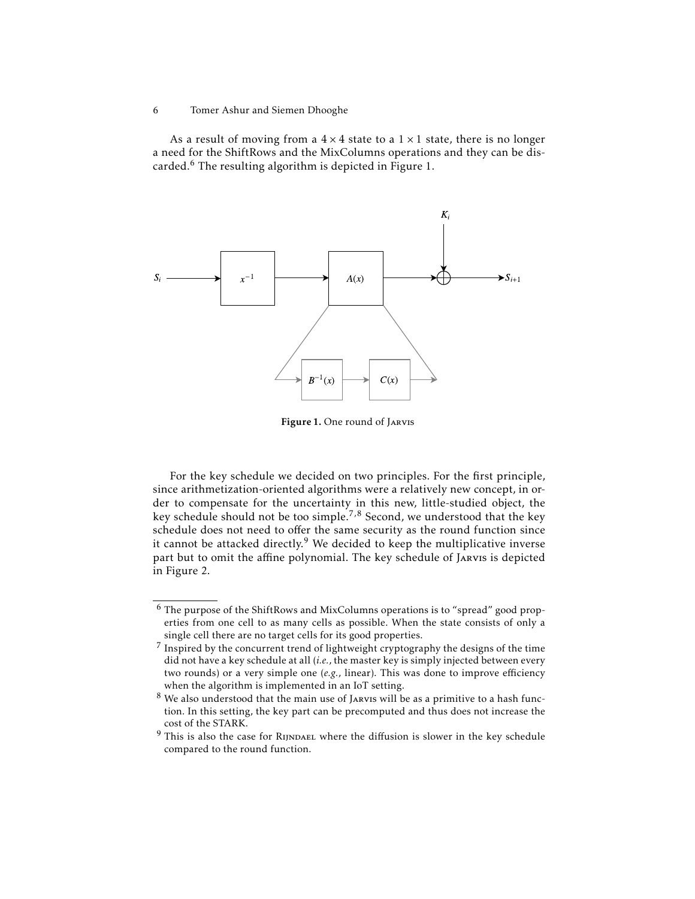As a result of moving from a $4 \times 4$ state to a $1 \times 1$ state, there is no longer a need for the ShiftRows and the MixColumns operations and they can be discarded.[6] The resulting algorithm is depicted in Figure 1.

**Figure 1.** One round of JARVIS

For the key schedule we decided on two principles. For the first principle, since arithmetization-oriented algorithms were a relatively new concept, in order to compensate for the uncertainty in this new, little-studied object, the key schedule should not be too simple.[7,8] Second, we understood that the key schedule does not need to offer the same security as the round function since it cannot be attacked directly.[9] We decided to keep the multiplicative inverse part but to omit the affine polynomial. The key schedule of JARVIS is depicted in Figure 2.

---

[6] The purpose of the ShiftRows and MixColumns operations is to "spread" good properties from one cell to as many cells as possible. When the state consists of only a single cell there are no target cells for its good properties.

[7] Inspired by the concurrent trend of lightweight cryptography the designs of the time did not have a key schedule at all (*i.e.*, the master key is simply injected between every two rounds) or a very simple one (*e.g.*, linear). This was done to improve efficiency when the algorithm is implemented in an IoT setting.

[8] We also understood that the main use of JARVIS will be as a primitive to a hash function. In this setting, the key part can be precomputed and thus does not increase the cost of the STARK.

[9] This is also the case for RIJNDAEL where the diffusion is slower in the key schedule compared to the round function.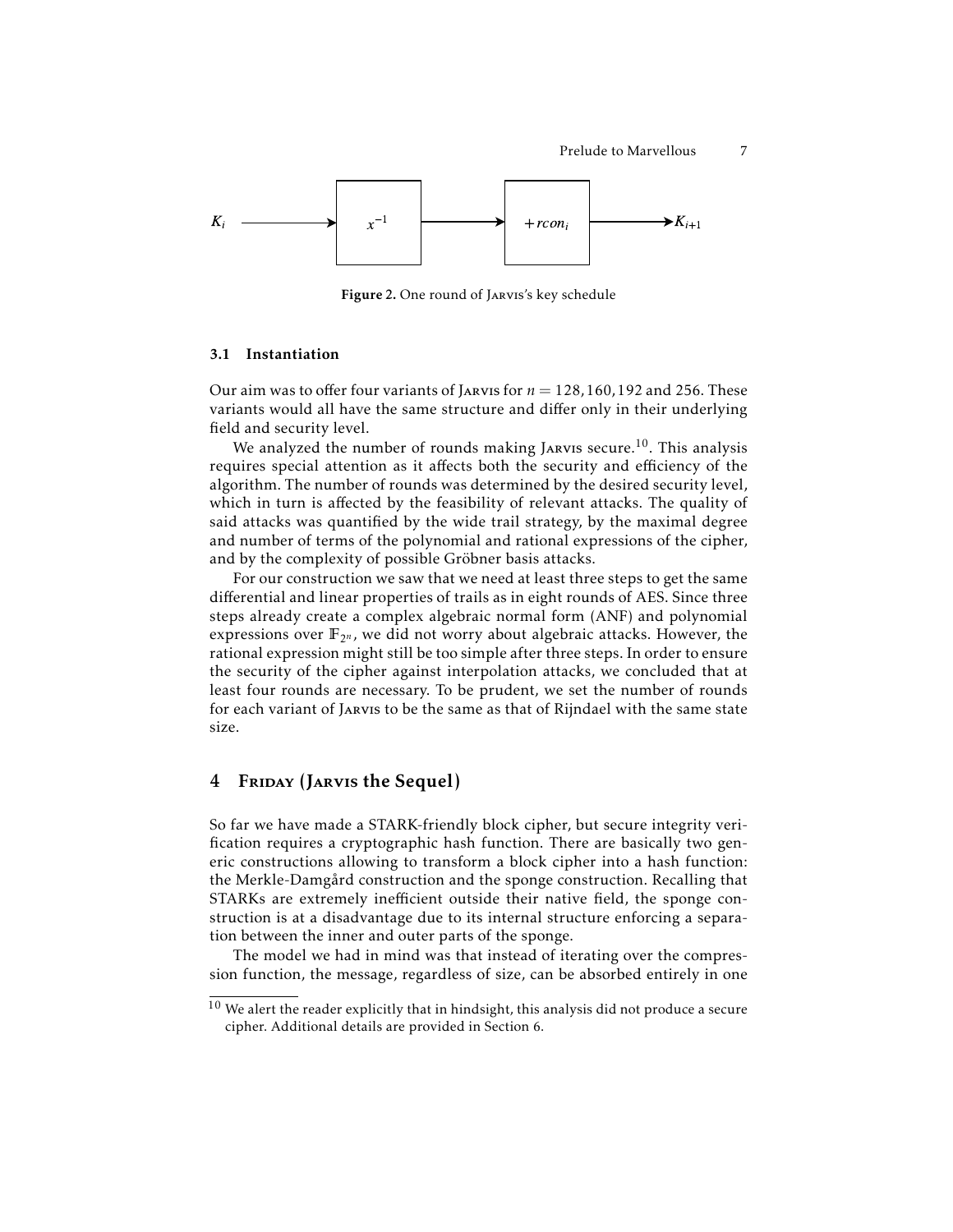Figure 2. One round of Jarvis's key schedule

### 3.1 Instantiation

Our aim was to offer four variants of Jarvis for $n = 128, 160, 192$ and 256. These variants would all have the same structure and differ only in their underlying field and security level.

We analyzed the number of rounds making Jarvis secure.[10]. This analysis requires special attention as it affects both the security and efficiency of the algorithm. The number of rounds was determined by the desired security level, which in turn is affected by the feasibility of relevant attacks. The quality of said attacks was quantified by the wide trail strategy, by the maximal degree and number of terms of the polynomial and rational expressions of the cipher, and by the complexity of possible Gröbner basis attacks.

For our construction we saw that we need at least three steps to get the same differential and linear properties of trails as in eight rounds of AES. Since three steps already create a complex algebraic normal form (ANF) and polynomial expressions over $\mathbb{F}_{2^n}$, we did not worry about algebraic attacks. However, the rational expression might still be too simple after three steps. In order to ensure the security of the cipher against interpolation attacks, we concluded that at least four rounds are necessary. To be prudent, we set the number of rounds for each variant of Jarvis to be the same as that of Rijndael with the same state size.

## 4 Friday (Jarvis the Sequel)

So far we have made a STARK-friendly block cipher, but secure integrity verification requires a cryptographic hash function. There are basically two generic constructions allowing to transform a block cipher into a hash function: the Merkle-Damgård construction and the sponge construction. Recalling that STARKs are extremely inefficient outside their native field, the sponge construction is at a disadvantage due to its internal structure enforcing a separation between the inner and outer parts of the sponge.

The model we had in mind was that instead of iterating over the compression function, the message, regardless of size, can be absorbed entirely in one

[10] We alert the reader explicitly that in hindsight, this analysis did not produce a secure cipher. Additional details are provided in Section 6.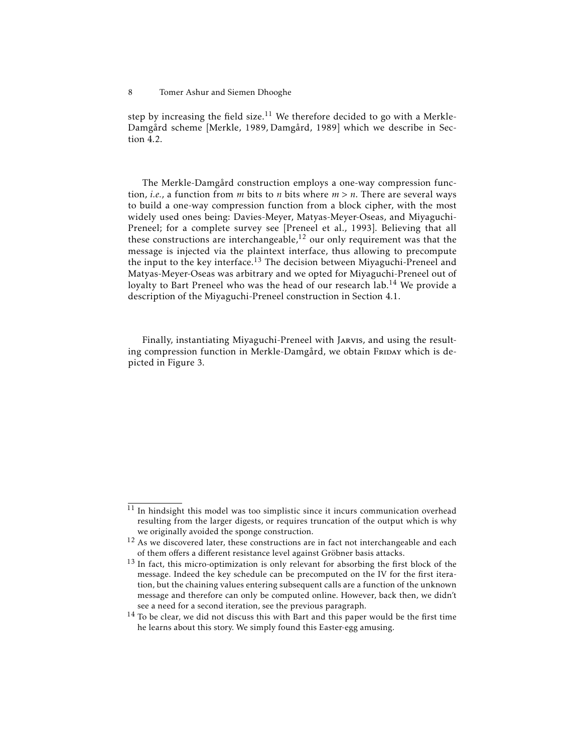step by increasing the field size.[11] We therefore decided to go with a Merkle-Damgård scheme [Merkle, 1989, Damgård, 1989] which we describe in Section 4.2.

The Merkle-Damgård construction employs a one-way compression function, *i.e.*, a function from $m$ bits to $n$ bits where $m > n$. There are several ways to build a one-way compression function from a block cipher, with the most widely used ones being: Davies-Meyer, Matyas-Meyer-Oseas, and Miyaguchi-Preneel; for a complete survey see [Preneel et al., 1993]. Believing that all these constructions are interchangeable,[12] our only requirement was that the message is injected via the plaintext interface, thus allowing to precompute the input to the key interface.[13] The decision between Miyaguchi-Preneel and Matyas-Meyer-Oseas was arbitrary and we opted for Miyaguchi-Preneel out of loyalty to Bart Preneel who was the head of our research lab.[14] We provide a description of the Miyaguchi-Preneel construction in Section 4.1.

Finally, instantiating Miyaguchi-Preneel with Jarvis, and using the resulting compression function in Merkle-Damgård, we obtain Friday which is depicted in Figure 3.

---

[11] In hindsight this model was too simplistic since it incurs communication overhead resulting from the larger digests, or requires truncation of the output which is why we originally avoided the sponge construction.

[12] As we discovered later, these constructions are in fact not interchangeable and each of them offers a different resistance level against Gröbner basis attacks.

[13] In fact, this micro-optimization is only relevant for absorbing the first block of the message. Indeed the key schedule can be precomputed on the IV for the first iteration, but the chaining values entering subsequent calls are a function of the unknown message and therefore can only be computed online. However, back then, we didn't see a need for a second iteration, see the previous paragraph.

[14] To be clear, we did not discuss this with Bart and this paper would be the first time he learns about this story. We simply found this Easter-egg amusing.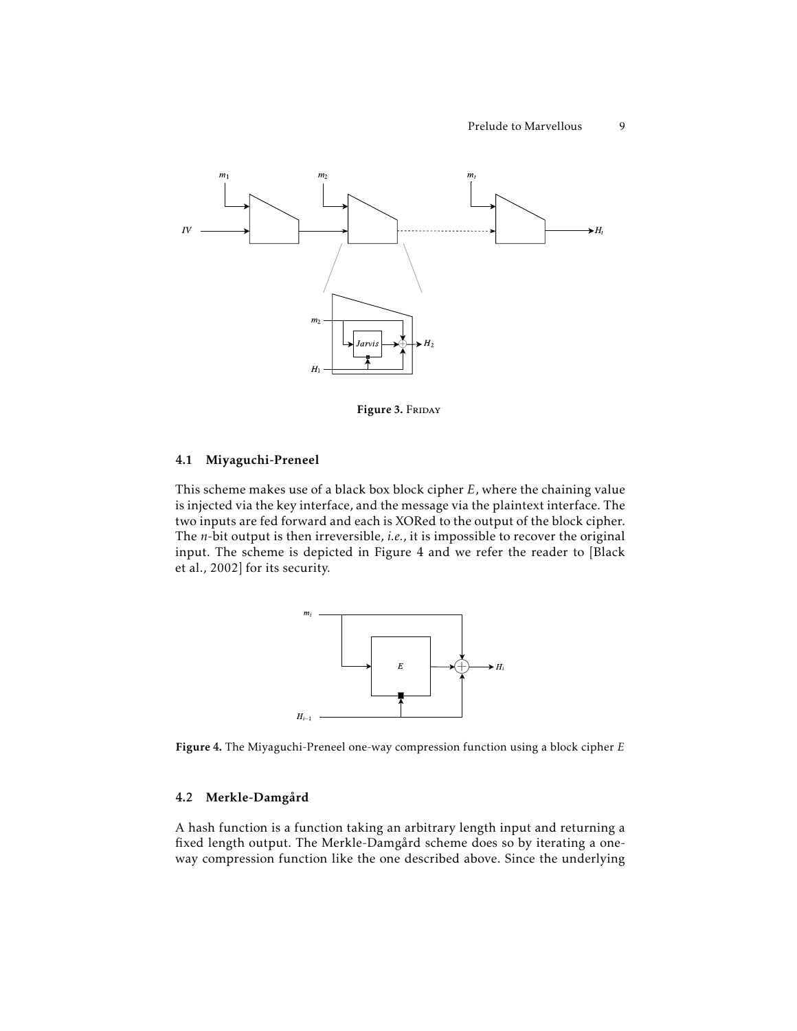**Figure 3.** FRIDAY

### 4.1 Miyaguchi-Preneel

This scheme makes use of a black box block cipher $E$, where the chaining value is injected via the key interface, and the message via the plaintext interface. The two inputs are fed forward and each is XORed to the output of the block cipher. The $n$-bit output is then irreversible, *i.e.*, it is impossible to recover the original input. The scheme is depicted in Figure 4 and we refer the reader to [Black et al., 2002] for its security.

**Figure 4.** The Miyaguchi-Preneel one-way compression function using a block cipher $E$

### 4.2 Merkle-Damgård

A hash function is a function taking an arbitrary length input and returning a fixed length output. The Merkle-Damgård scheme does so by iterating a one-way compression function like the one described above. Since the underlying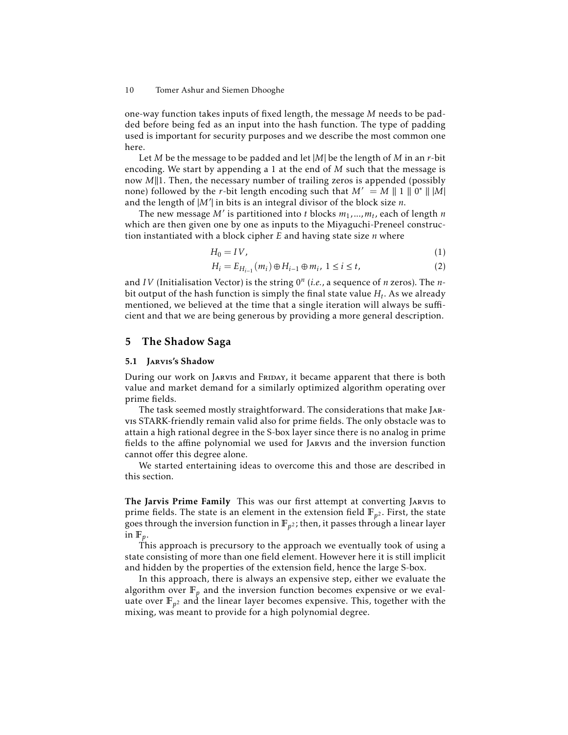one-way function takes inputs of fixed length, the message $M$ needs to be padded before being fed as an input into the hash function. The type of padding used is important for security purposes and we describe the most common one here.

Let $M$ be the message to be padded and let $|M|$ be the length of $M$ in an $r$-bit encoding. We start by appending a 1 at the end of $M$ such that the message is now $M\|1$. Then, the necessary number of trailing zeros is appended (possibly none) followed by the $r$-bit length encoding such that $M' = M \parallel 1 \parallel 0^* \parallel |M|$ and the length of $|M'|$ in bits is an integral divisor of the block size $n$.

The new message $M'$ is partitioned into $t$ blocks $m_1, \ldots, m_t$, each of length $n$ which are then given one by one as inputs to the Miyaguchi-Preneel construction instantiated with a block cipher $E$ and having state size $n$ where

$$H_0 = IV, \tag{1}$$

$$H_i = E_{H_{i-1}}(m_i) \oplus H_{i-1} \oplus m_i,\ 1 \leq i \leq t, \tag{2}$$

and $IV$ (Initialisation Vector) is the string $0^n$ (*i.e.*, a sequence of $n$ zeros). The $n$-bit output of the hash function is simply the final state value $H_t$. As we already mentioned, we believed at the time that a single iteration will always be sufficient and that we are being generous by providing a more general description.

## 5 The Shadow Saga

### 5.1 Jarvis's Shadow

During our work on Jarvis and Friday, it became apparent that there is both value and market demand for a similarly optimized algorithm operating over prime fields.

The task seemed mostly straightforward. The considerations that make Jarvis STARK-friendly remain valid also for prime fields. The only obstacle was to attain a high rational degree in the S-box layer since there is no analog in prime fields to the affine polynomial we used for Jarvis and the inversion function cannot offer this degree alone.

We started entertaining ideas to overcome this and those are described in this section.

**The Jarvis Prime Family** This was our first attempt at converting Jarvis to prime fields. The state is an element in the extension field $\mathbb{F}_{p^2}$. First, the state goes through the inversion function in $\mathbb{F}_{p^2}$; then, it passes through a linear layer in $\mathbb{F}_p$.

This approach is precursory to the approach we eventually took of using a state consisting of more than one field element. However here it is still implicit and hidden by the properties of the extension field, hence the large S-box.

In this approach, there is always an expensive step, either we evaluate the algorithm over $\mathbb{F}_p$ and the inversion function becomes expensive or we evaluate over $\mathbb{F}_{p^2}$ and the linear layer becomes expensive. This, together with the mixing, was meant to provide for a high polynomial degree.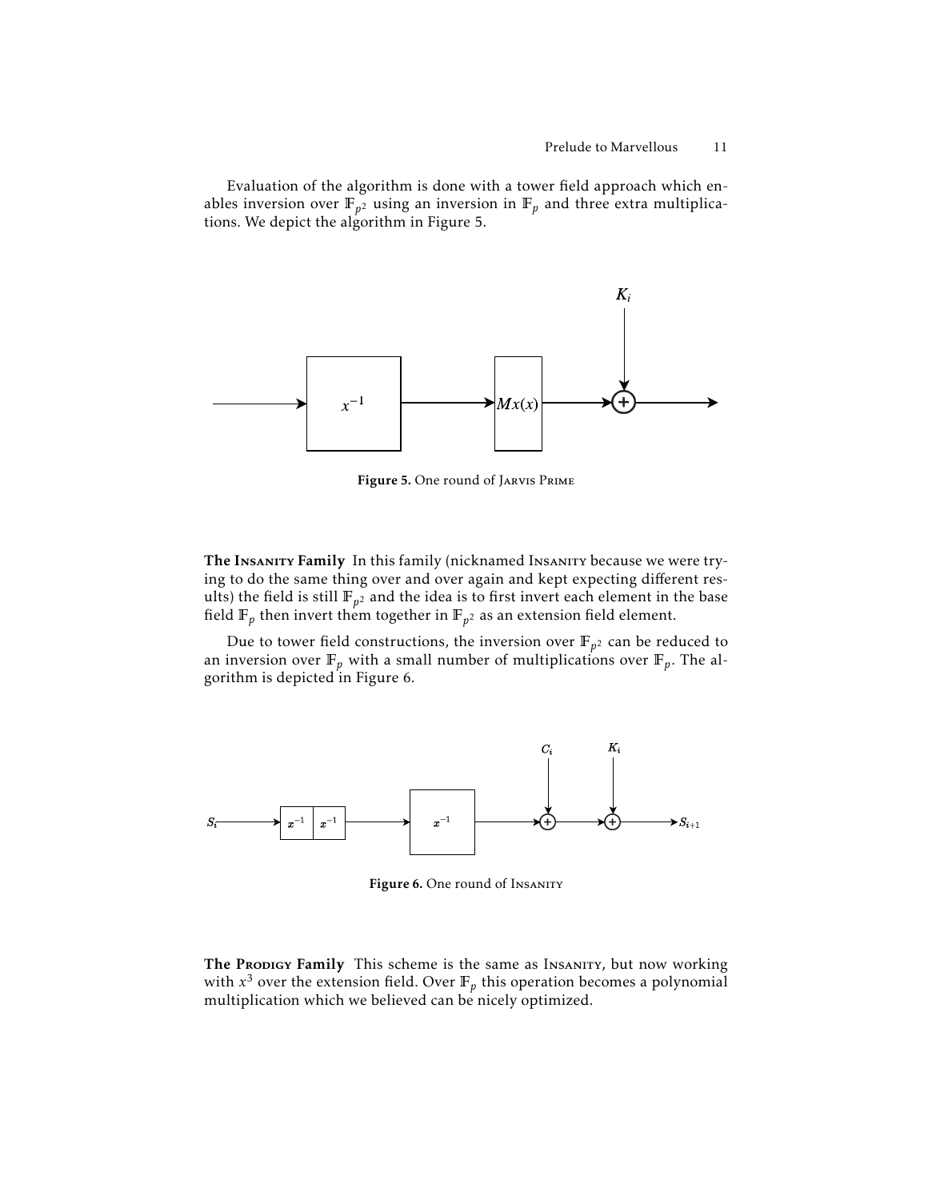Evaluation of the algorithm is done with a tower field approach which enables inversion over $\mathbb{F}_{p^2}$ using an inversion in $\mathbb{F}_p$ and three extra multiplications. We depict the algorithm in Figure 5.

**Figure 5.** One round of JARVIS PRIME

**The INSANITY Family** In this family (nicknamed INSANITY because we were trying to do the same thing over and over again and kept expecting different results) the field is still $\mathbb{F}_{p^2}$ and the idea is to first invert each element in the base field $\mathbb{F}_p$ then invert them together in $\mathbb{F}_{p^2}$ as an extension field element.

Due to tower field constructions, the inversion over $\mathbb{F}_{p^2}$ can be reduced to an inversion over $\mathbb{F}_p$ with a small number of multiplications over $\mathbb{F}_p$. The algorithm is depicted in Figure 6.

**Figure 6.** One round of INSANITY

**The PRODIGY Family** This scheme is the same as INSANITY, but now working with $x^3$ over the extension field. Over $\mathbb{F}_p$ this operation becomes a polynomial multiplication which we believed can be nicely optimized.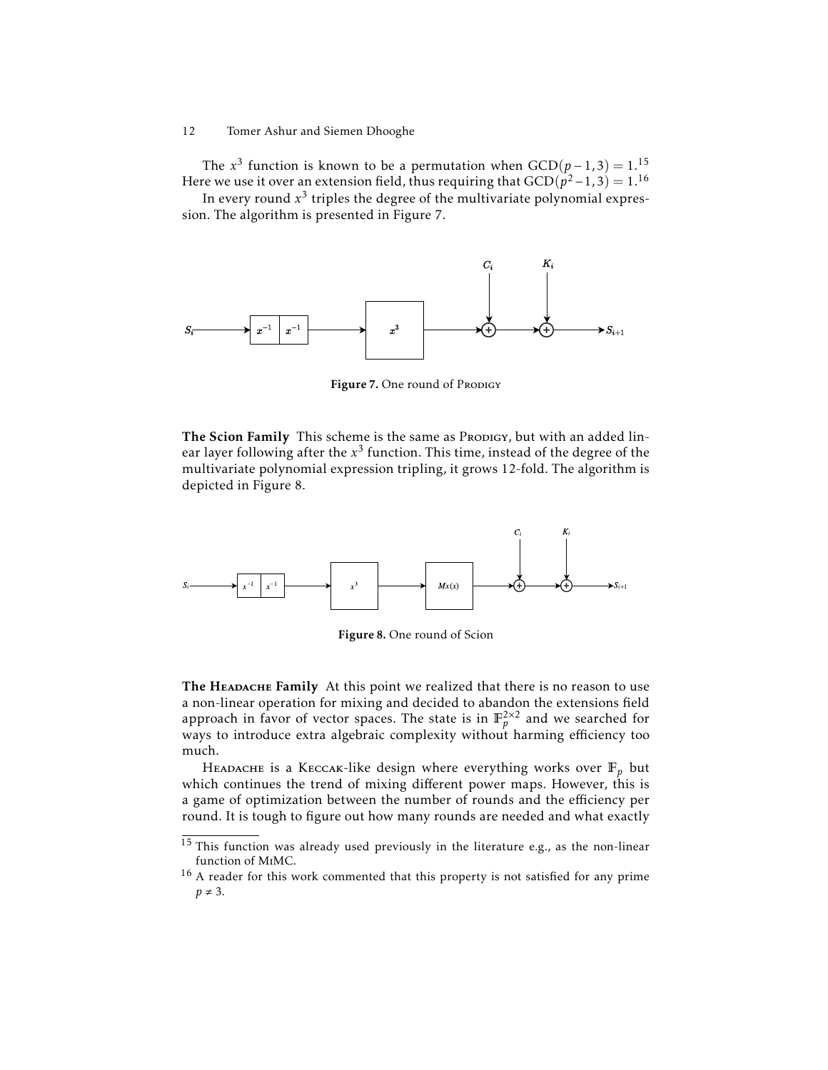The $x^3$ function is known to be a permutation when $\text{GCD}(p-1,3) = 1$.[15] Here we use it over an extension field, thus requiring that $\text{GCD}(p^2-1,3) = 1$.[16]

In every round $x^3$ triples the degree of the multivariate polynomial expression. The algorithm is presented in Figure 7.

**Figure 7.** One round of Prodigy

**The Scion Family** This scheme is the same as Prodigy, but with an added linear layer following after the $x^3$ function. This time, instead of the degree of the multivariate polynomial expression tripling, it grows 12-fold. The algorithm is depicted in Figure 8.

**Figure 8.** One round of Scion

**The Headache Family** At this point we realized that there is no reason to use a non-linear operation for mixing and decided to abandon the extensions field approach in favor of vector spaces. The state is in $\mathbb{F}_p^{2\times 2}$ and we searched for ways to introduce extra algebraic complexity without harming efficiency too much.

Headache is a Keccak-like design where everything works over $\mathbb{F}_p$ but which continues the trend of mixing different power maps. However, this is a game of optimization between the number of rounds and the efficiency per round. It is tough to figure out how many rounds are needed and what exactly

[15] This function was already used previously in the literature e.g., as the non-linear function of MiMC.

[16] A reader for this work commented that this property is not satisfied for any prime $p \neq 3$.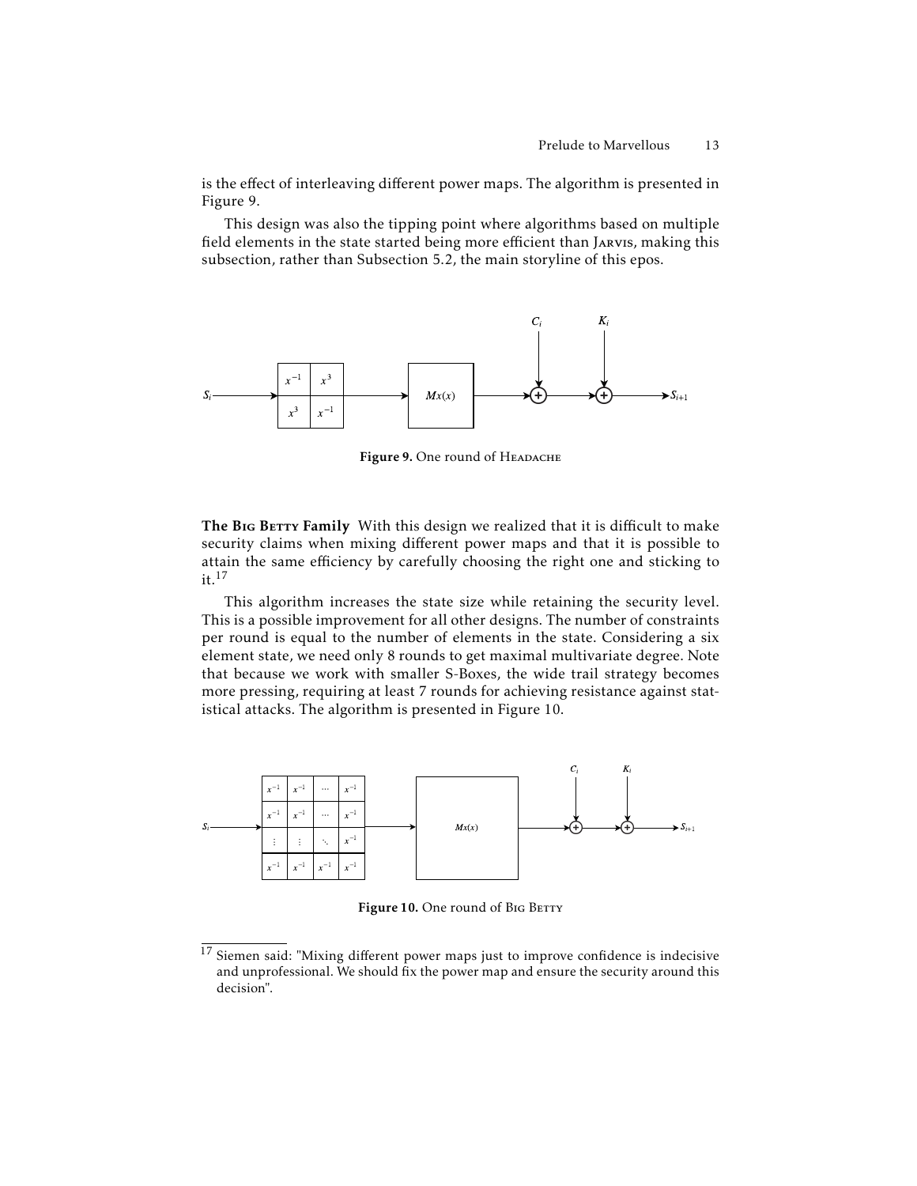is the effect of interleaving different power maps. The algorithm is presented in Figure 9.

This design was also the tipping point where algorithms based on multiple field elements in the state started being more efficient than JARVIS, making this subsection, rather than Subsection 5.2, the main storyline of this epos.

Figure 9. One round of HEADACHE

**The BIG BETTY Family** With this design we realized that it is difficult to make security claims when mixing different power maps and that it is possible to attain the same efficiency by carefully choosing the right one and sticking to it.[17]

This algorithm increases the state size while retaining the security level. This is a possible improvement for all other designs. The number of constraints per round is equal to the number of elements in the state. Considering a six element state, we need only 8 rounds to get maximal multivariate degree. Note that because we work with smaller S-Boxes, the wide trail strategy becomes more pressing, requiring at least 7 rounds for achieving resistance against statistical attacks. The algorithm is presented in Figure 10.

Figure 10. One round of BIG BETTY

[17] Siemen said: "Mixing different power maps just to improve confidence is indecisive and unprofessional. We should fix the power map and ensure the security around this decision".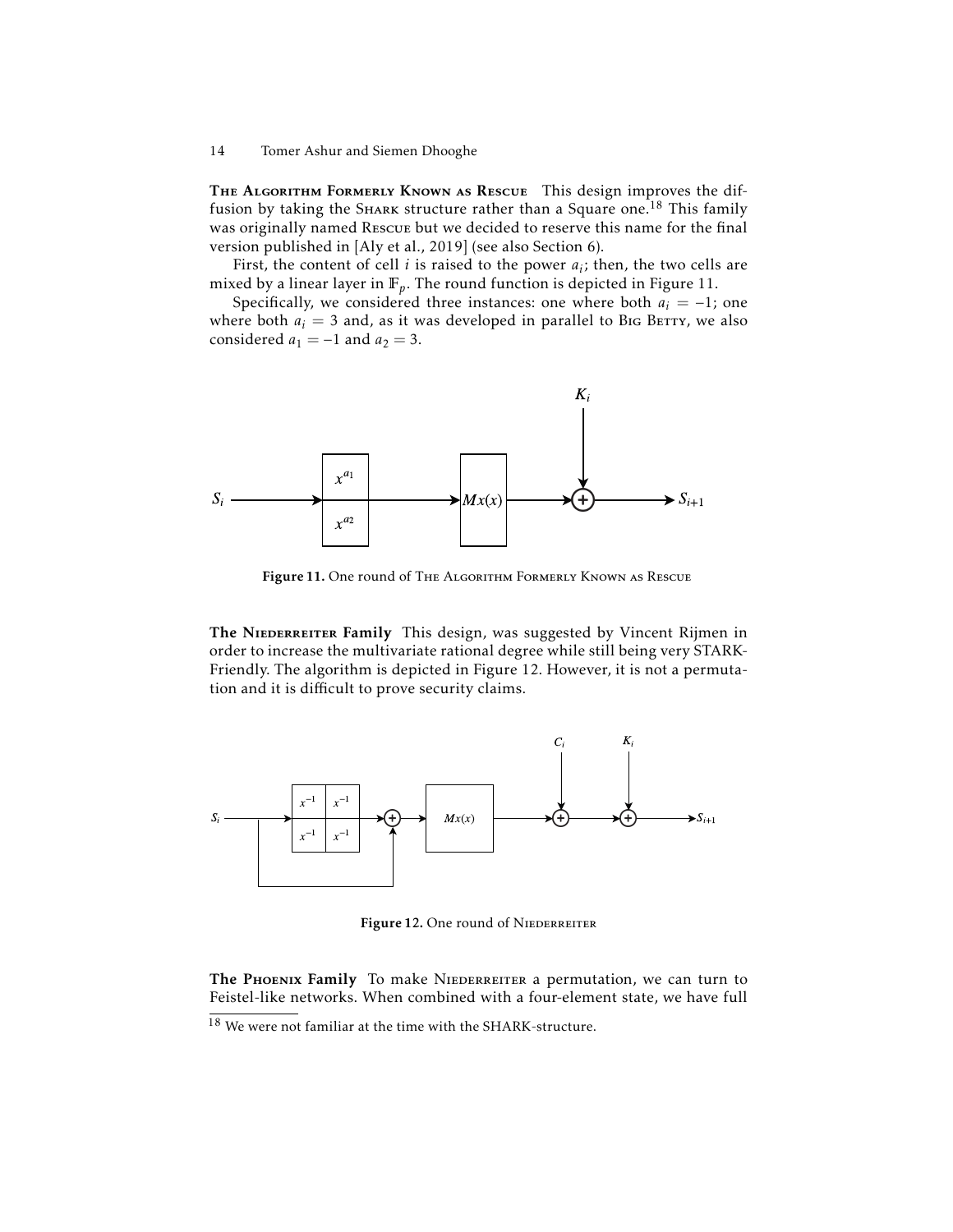**The Algorithm Formerly Known as Rescue** This design improves the diffusion by taking the Shark structure rather than a Square one.[18] This family was originally named Rescue but we decided to reserve this name for the final version published in [Aly et al., 2019] (see also Section 6).

First, the content of cell $i$ is raised to the power $a_i$; then, the two cells are mixed by a linear layer in $\mathbb{F}_p$. The round function is depicted in Figure 11.

Specifically, we considered three instances: one where both $a_i = -1$; one where both $a_i = 3$ and, as it was developed in parallel to Big Betty, we also considered $a_1 = -1$ and $a_2 = 3$.

**Figure 11.** One round of The Algorithm Formerly Known as Rescue

**The Niederreiter Family** This design, was suggested by Vincent Rijmen in order to increase the multivariate rational degree while still being very STARK-Friendly. The algorithm is depicted in Figure 12. However, it is not a permutation and it is difficult to prove security claims.

**Figure 12.** One round of Niederreiter

**The Phoenix Family** To make Niederreiter a permutation, we can turn to Feistel-like networks. When combined with a four-element state, we have full

[18] We were not familiar at the time with the SHARK-structure.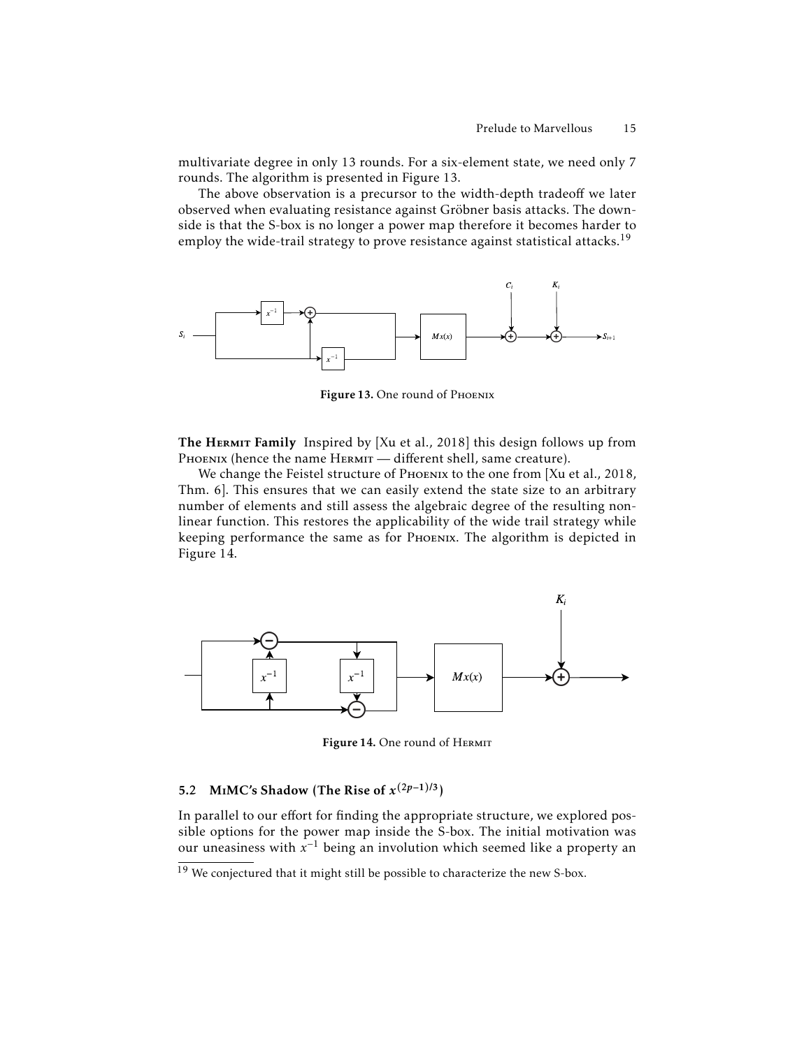multivariate degree in only 13 rounds. For a six-element state, we need only 7 rounds. The algorithm is presented in Figure 13.

The above observation is a precursor to the width-depth tradeoff we later observed when evaluating resistance against Gröbner basis attacks. The downside is that the S-box is no longer a power map therefore it becomes harder to employ the wide-trail strategy to prove resistance against statistical attacks.[19]

**Figure 13.** One round of PHOENIX

**The HERMIT Family** Inspired by [Xu et al., 2018] this design follows up from PHOENIX (hence the name HERMIT — different shell, same creature).

We change the Feistel structure of PHOENIX to the one from [Xu et al., 2018, Thm. 6]. This ensures that we can easily extend the state size to an arbitrary number of elements and still assess the algebraic degree of the resulting non-linear function. This restores the applicability of the wide trail strategy while keeping performance the same as for PHOENIX. The algorithm is depicted in Figure 14.

**Figure 14.** One round of HERMIT

### 5.2 MIMC's Shadow (The Rise of $x^{(2p-1)/3}$)

In parallel to our effort for finding the appropriate structure, we explored possible options for the power map inside the S-box. The initial motivation was our uneasiness with $x^{-1}$ being an involution which seemed like a property an

[19] We conjectured that it might still be possible to characterize the new S-box.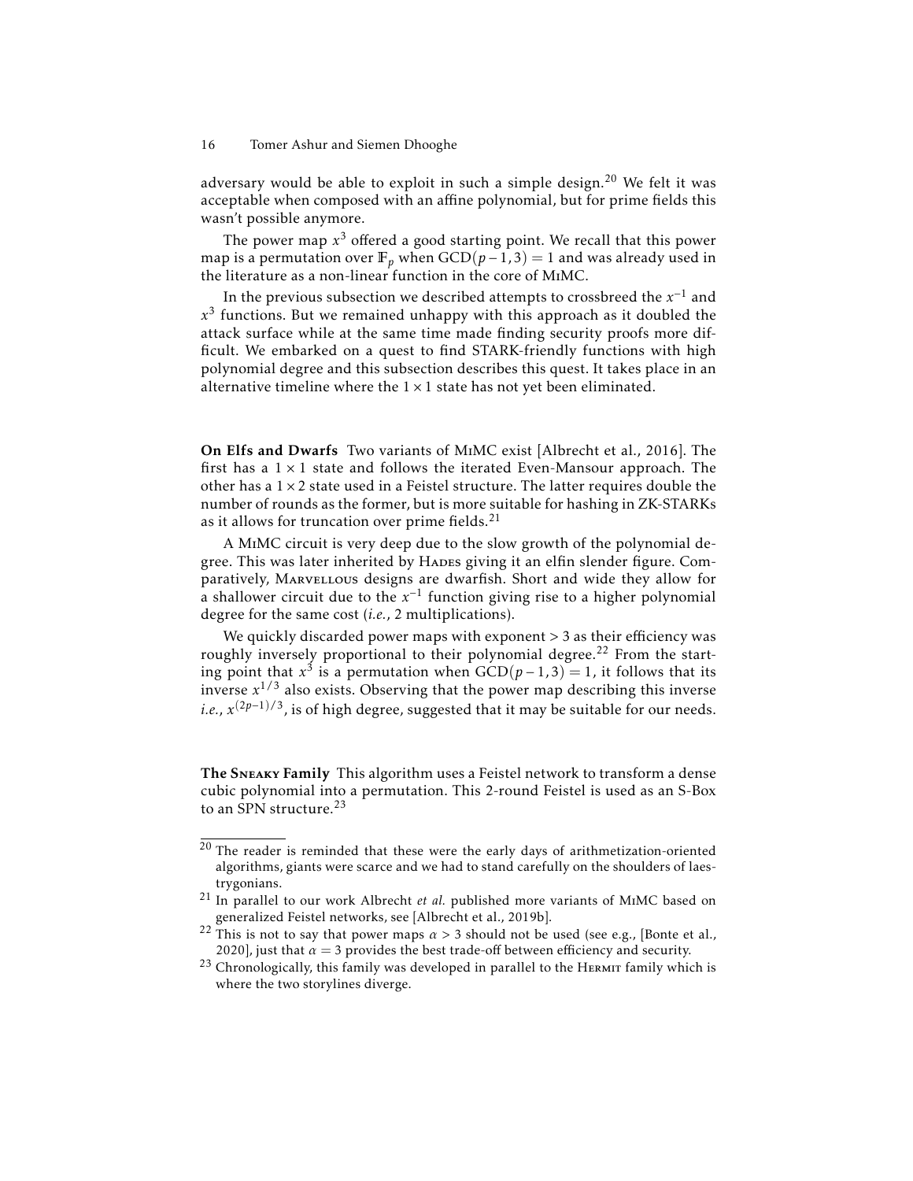adversary would be able to exploit in such a simple design.[20] We felt it was acceptable when composed with an affine polynomial, but for prime fields this wasn't possible anymore.

The power map $x^3$ offered a good starting point. We recall that this power map is a permutation over $\mathbb{F}_p$ when $\text{GCD}(p-1,3)=1$ and was already used in the literature as a non-linear function in the core of MiMC.

In the previous subsection we described attempts to crossbreed the $x^{-1}$ and $x^3$ functions. But we remained unhappy with this approach as it doubled the attack surface while at the same time made finding security proofs more difficult. We embarked on a quest to find STARK-friendly functions with high polynomial degree and this subsection describes this quest. It takes place in an alternative timeline where the $1\times 1$ state has not yet been eliminated.

**On Elfs and Dwarfs** Two variants of MiMC exist [Albrecht et al., 2016]. The first has a $1\times 1$ state and follows the iterated Even-Mansour approach. The other has a $1\times 2$ state used in a Feistel structure. The latter requires double the number of rounds as the former, but is more suitable for hashing in ZK-STARKs as it allows for truncation over prime fields.[21]

A MiMC circuit is very deep due to the slow growth of the polynomial degree. This was later inherited by Hades giving it an elfin slender figure. Comparatively, Marvellous designs are dwarfish. Short and wide they allow for a shallower circuit due to the $x^{-1}$ function giving rise to a higher polynomial degree for the same cost (*i.e.*, 2 multiplications).

We quickly discarded power maps with exponent $>3$ as their efficiency was roughly inversely proportional to their polynomial degree.[22] From the starting point that $x^3$ is a permutation when $\text{GCD}(p-1,3)=1$, it follows that its inverse $x^{1/3}$ also exists. Observing that the power map describing this inverse *i.e.*, $x^{(2p-1)/3}$, is of high degree, suggested that it may be suitable for our needs.

**The Sneaky Family** This algorithm uses a Feistel network to transform a dense cubic polynomial into a permutation. This 2-round Feistel is used as an S-Box to an SPN structure.[23]

---

[20] The reader is reminded that these were the early days of arithmetization-oriented algorithms, giants were scarce and we had to stand carefully on the shoulders of laestrygonians.

[21] In parallel to our work Albrecht *et al.* published more variants of MiMC based on generalized Feistel networks, see [Albrecht et al., 2019b].

[22] This is not to say that power maps $\alpha > 3$ should not be used (see e.g., [Bonte et al., 2020], just that $\alpha = 3$ provides the best trade-off between efficiency and security.

[23] Chronologically, this family was developed in parallel to the Hermit family which is where the two storylines diverge.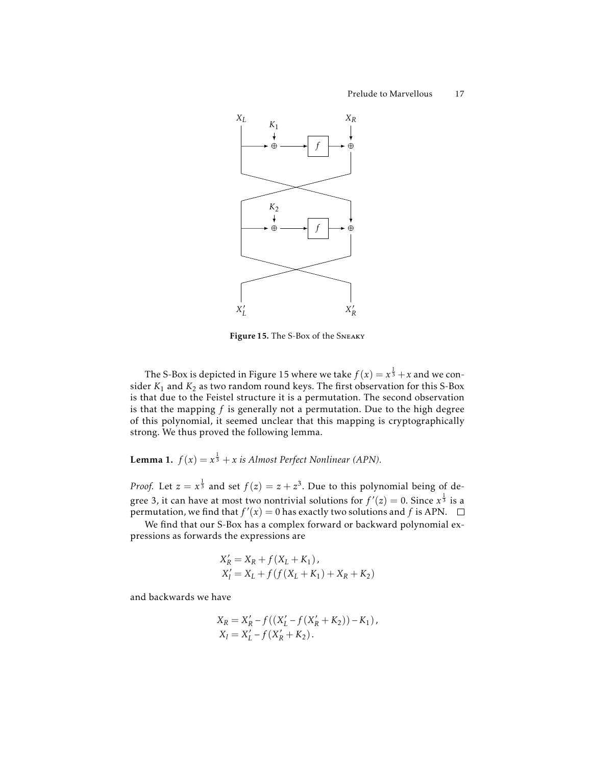Figure 15. The S-Box of the SNEAKY

The S-Box is depicted in Figure 15 where we take $f(x) = x^{\frac{1}{3}} + x$ and we consider $K_1$ and $K_2$ as two random round keys. The first observation for this S-Box is that due to the Feistel structure it is a permutation. The second observation is that the mapping $f$ is generally not a permutation. Due to the high degree of this polynomial, it seemed unclear that this mapping is cryptographically strong. We thus proved the following lemma.

**Lemma 1.** *$f(x) = x^{\frac{1}{3}} + x$ is Almost Perfect Nonlinear (APN).*

*Proof.* Let $z = x^{\frac{1}{3}}$ and set $f(z) = z + z^3$. Due to this polynomial being of degree 3, it can have at most two nontrivial solutions for $f'(z) = 0$. Since $x^{\frac{1}{3}}$ is a permutation, we find that $f'(x) = 0$ has exactly two solutions and $f$ is APN. $\square$

We find that our S-Box has a complex forward or backward polynomial expressions as forwards the expressions are

$$
\begin{aligned}
X_R' &= X_R + f(X_L + K_1), \\
X_l' &= X_L + f(f(X_L + K_1) + X_R + K_2)
\end{aligned}
$$

and backwards we have

$$
\begin{aligned}
X_R &= X_R' - f((X_L' - f(X_R' + K_2)) - K_1), \\
X_l &= X_L' - f(X_R' + K_2).
\end{aligned}
$$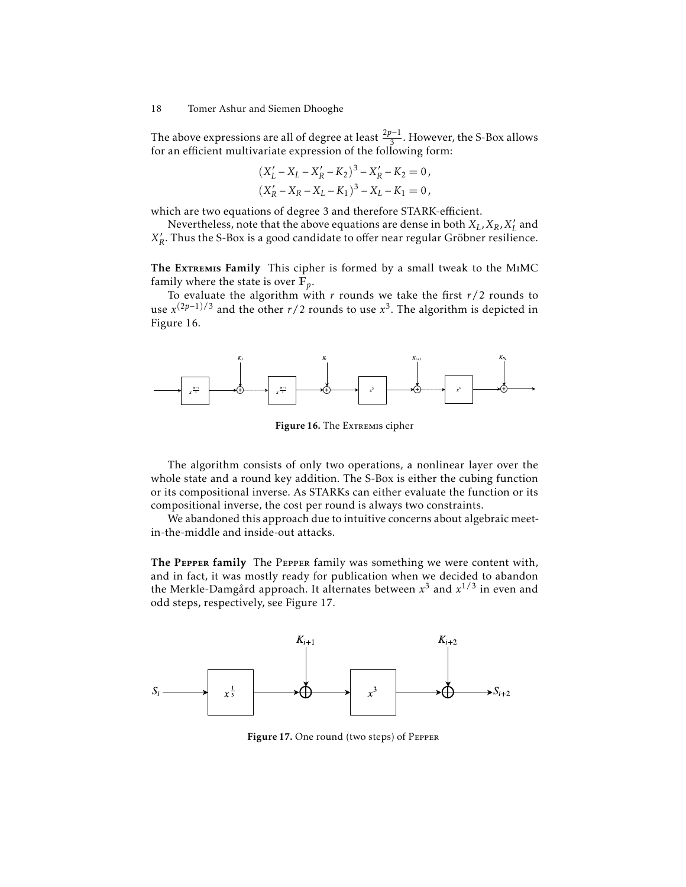The above expressions are all of degree at least $\frac{2p-1}{3}$. However, the S-Box allows for an efficient multivariate expression of the following form:

$$(X'_L - X_L - X'_R - K_2)^3 - X'_R - K_2 = 0\,,$$
$$(X'_R - X_R - X_L - K_1)^3 - X_L - K_1 = 0\,,$$

which are two equations of degree 3 and therefore STARK-efficient.

Nevertheless, note that the above equations are dense in both $X_L, X_R, X'_L$ and $X'_R$. Thus the S-Box is a good candidate to offer near regular Gröbner resilience.

**The Extremis Family** This cipher is formed by a small tweak to the MiMC family where the state is over $\mathbb{F}_p$.

To evaluate the algorithm with $r$ rounds we take the first $r/2$ rounds to use $x^{(2p-1)/3}$ and the other $r/2$ rounds to use $x^3$. The algorithm is depicted in Figure 16.

**Figure 16.** The Extremis cipher

The algorithm consists of only two operations, a nonlinear layer over the whole state and a round key addition. The S-Box is either the cubing function or its compositional inverse. As STARKs can either evaluate the function or its compositional inverse, the cost per round is always two constraints.

We abandoned this approach due to intuitive concerns about algebraic meet-in-the-middle and inside-out attacks.

**The Pepper family** The Pepper family was something we were content with, and in fact, it was mostly ready for publication when we decided to abandon the Merkle-Damgård approach. It alternates between $x^3$ and $x^{1/3}$ in even and odd steps, respectively, see Figure 17.

**Figure 17.** One round (two steps) of Pepper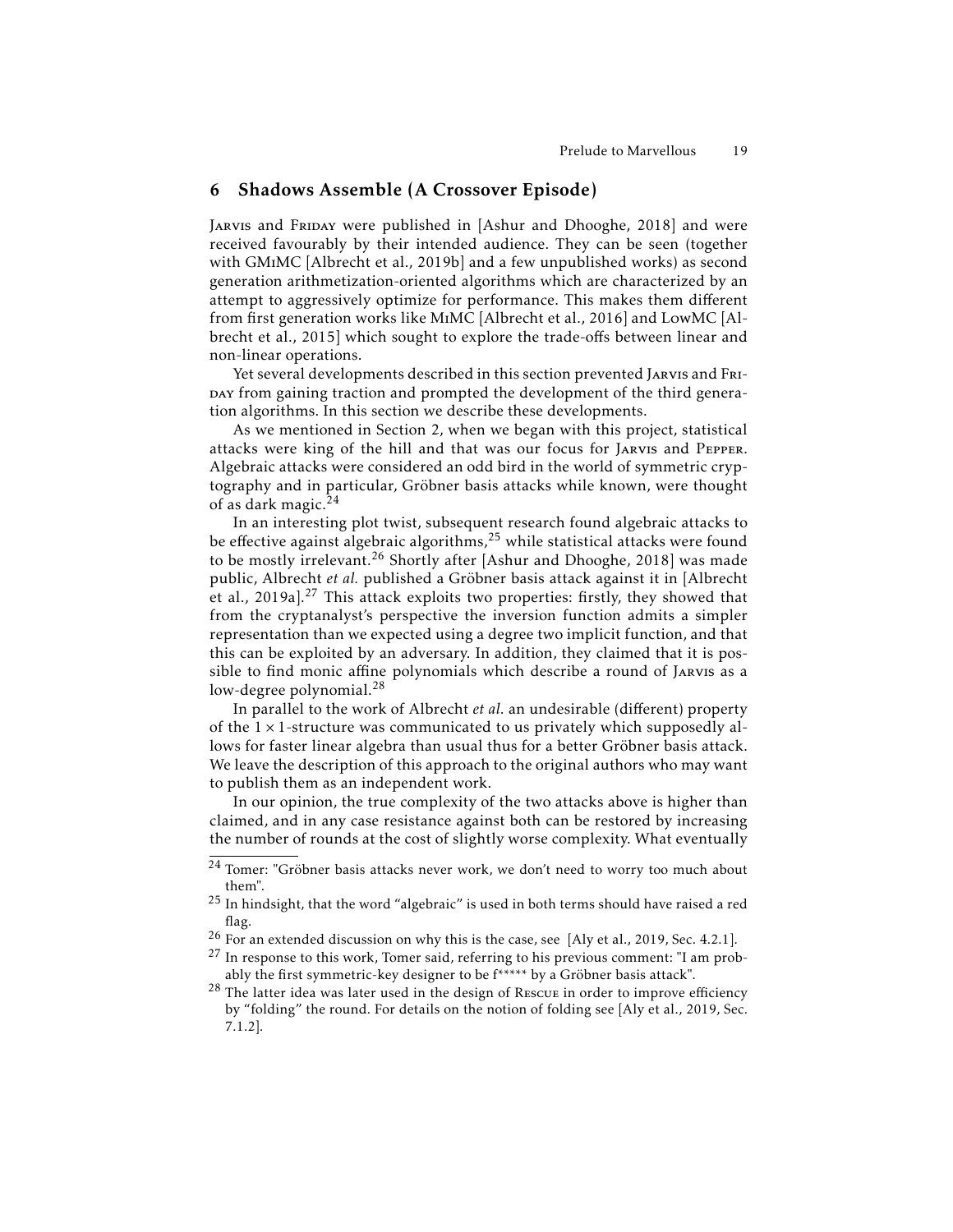## 6 Shadows Assemble (A Crossover Episode)

Jarvis and Friday were published in [Ashur and Dhooghe, 2018] and were received favourably by their intended audience. They can be seen (together with GMiMC [Albrecht et al., 2019b] and a few unpublished works) as second generation arithmetization-oriented algorithms which are characterized by an attempt to aggressively optimize for performance. This makes them different from first generation works like MiMC [Albrecht et al., 2016] and LowMC [Albrecht et al., 2015] which sought to explore the trade-offs between linear and non-linear operations.

Yet several developments described in this section prevented Jarvis and Friday from gaining traction and prompted the development of the third generation algorithms. In this section we describe these developments.

As we mentioned in Section 2, when we began with this project, statistical attacks were king of the hill and that was our focus for Jarvis and Pepper. Algebraic attacks were considered an odd bird in the world of symmetric cryptography and in particular, Gröbner basis attacks while known, were thought of as dark magic.[24]

In an interesting plot twist, subsequent research found algebraic attacks to be effective against algebraic algorithms,[25] while statistical attacks were found to be mostly irrelevant.[26] Shortly after [Ashur and Dhooghe, 2018] was made public, Albrecht *et al.* published a Gröbner basis attack against it in [Albrecht et al., 2019a].[27] This attack exploits two properties: firstly, they showed that from the cryptanalyst's perspective the inversion function admits a simpler representation than we expected using a degree two implicit function, and that this can be exploited by an adversary. In addition, they claimed that it is possible to find monic affine polynomials which describe a round of Jarvis as a low-degree polynomial.[28]

In parallel to the work of Albrecht *et al.* an undesirable (different) property of the $1 \times 1$-structure was communicated to us privately which supposedly allows for faster linear algebra than usual thus for a better Gröbner basis attack. We leave the description of this approach to the original authors who may want to publish them as an independent work.

In our opinion, the true complexity of the two attacks above is higher than claimed, and in any case resistance against both can be restored by increasing the number of rounds at the cost of slightly worse complexity. What eventually

---

[24] Tomer: "Gröbner basis attacks never work, we don't need to worry too much about them".

[25] In hindsight, that the word "algebraic" is used in both terms should have raised a red flag.

[26] For an extended discussion on why this is the case, see [Aly et al., 2019, Sec. 4.2.1].

[27] In response to this work, Tomer said, referring to his previous comment: "I am probably the first symmetric-key designer to be f***** by a Gröbner basis attack".

[28] The latter idea was later used in the design of Rescue in order to improve efficiency by "folding" the round. For details on the notion of folding see [Aly et al., 2019, Sec. 7.1.2].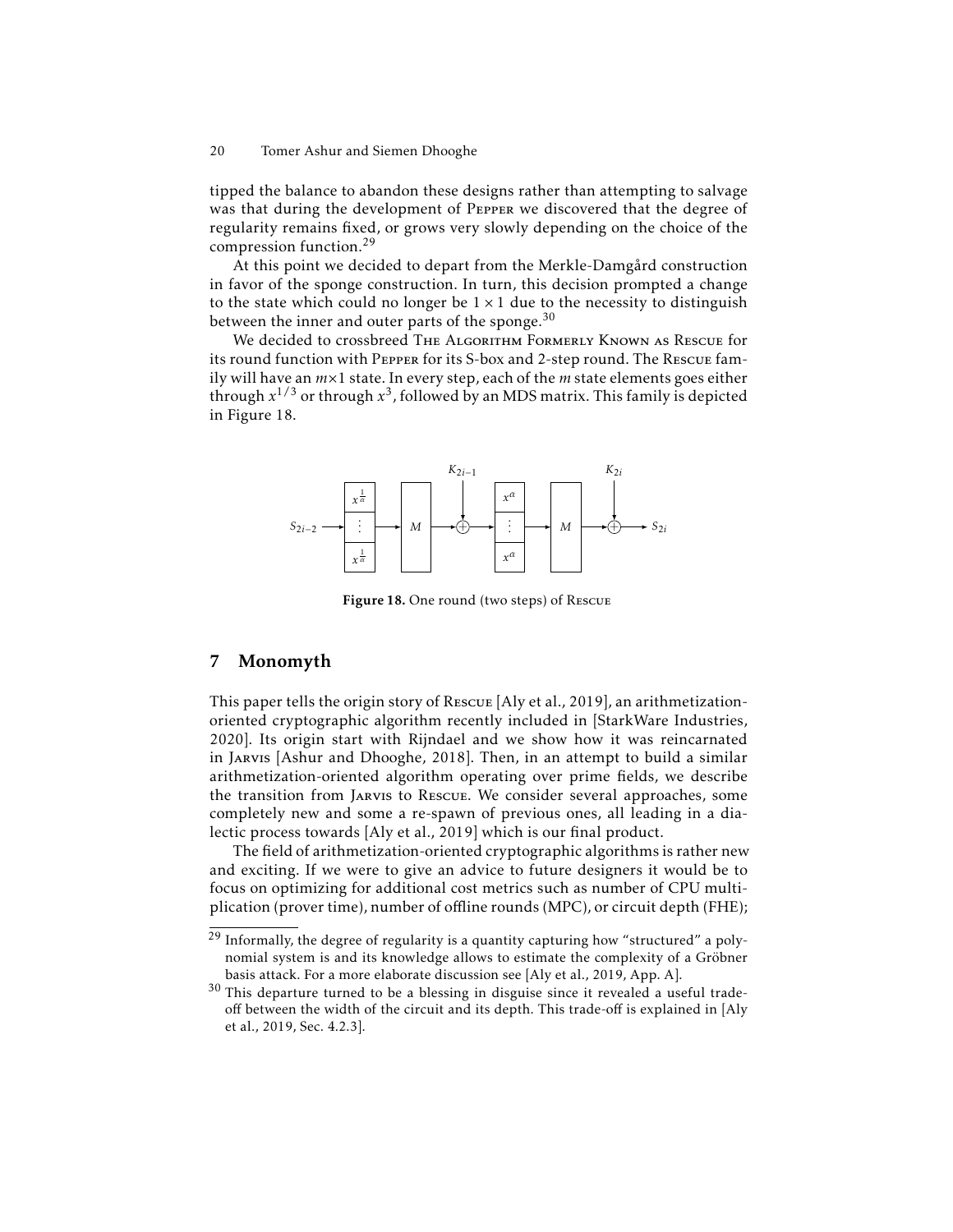tipped the balance to abandon these designs rather than attempting to salvage was that during the development of PEPPER we discovered that the degree of regularity remains fixed, or grows very slowly depending on the choice of the compression function.[29]

At this point we decided to depart from the Merkle-Damgård construction in favor of the sponge construction. In turn, this decision prompted a change to the state which could no longer be $1 \times 1$ due to the necessity to distinguish between the inner and outer parts of the sponge.[30]

We decided to crossbreed THE ALGORITHM FORMERLY KNOWN AS RESCUE for its round function with PEPPER for its S-box and 2-step round. The RESCUE family will have an $m \times 1$ state. In every step, each of the $m$ state elements goes either through $x^{1/3}$ or through $x^3$, followed by an MDS matrix. This family is depicted in Figure 18.

Figure 18. One round (two steps) of RESCUE

## 7 Monomyth

This paper tells the origin story of RESCUE [Aly et al., 2019], an arithmetization-oriented cryptographic algorithm recently included in [StarkWare Industries, 2020]. Its origin start with Rijndael and we show how it was reincarnated in JARVIS [Ashur and Dhooghe, 2018]. Then, in an attempt to build a similar arithmetization-oriented algorithm operating over prime fields, we describe the transition from JARVIS to RESCUE. We consider several approaches, some completely new and some a re-spawn of previous ones, all leading in a dialectic process towards [Aly et al., 2019] which is our final product.

The field of arithmetization-oriented cryptographic algorithms is rather new and exciting. If we were to give an advice to future designers it would be to focus on optimizing for additional cost metrics such as number of CPU multiplication (prover time), number of offline rounds (MPC), or circuit depth (FHE);

---

[29] Informally, the degree of regularity is a quantity capturing how "structured" a polynomial system is and its knowledge allows to estimate the complexity of a Gröbner basis attack. For a more elaborate discussion see [Aly et al., 2019, App. A].

[30] This departure turned to be a blessing in disguise since it revealed a useful trade-off between the width of the circuit and its depth. This trade-off is explained in [Aly et al., 2019, Sec. 4.2.3].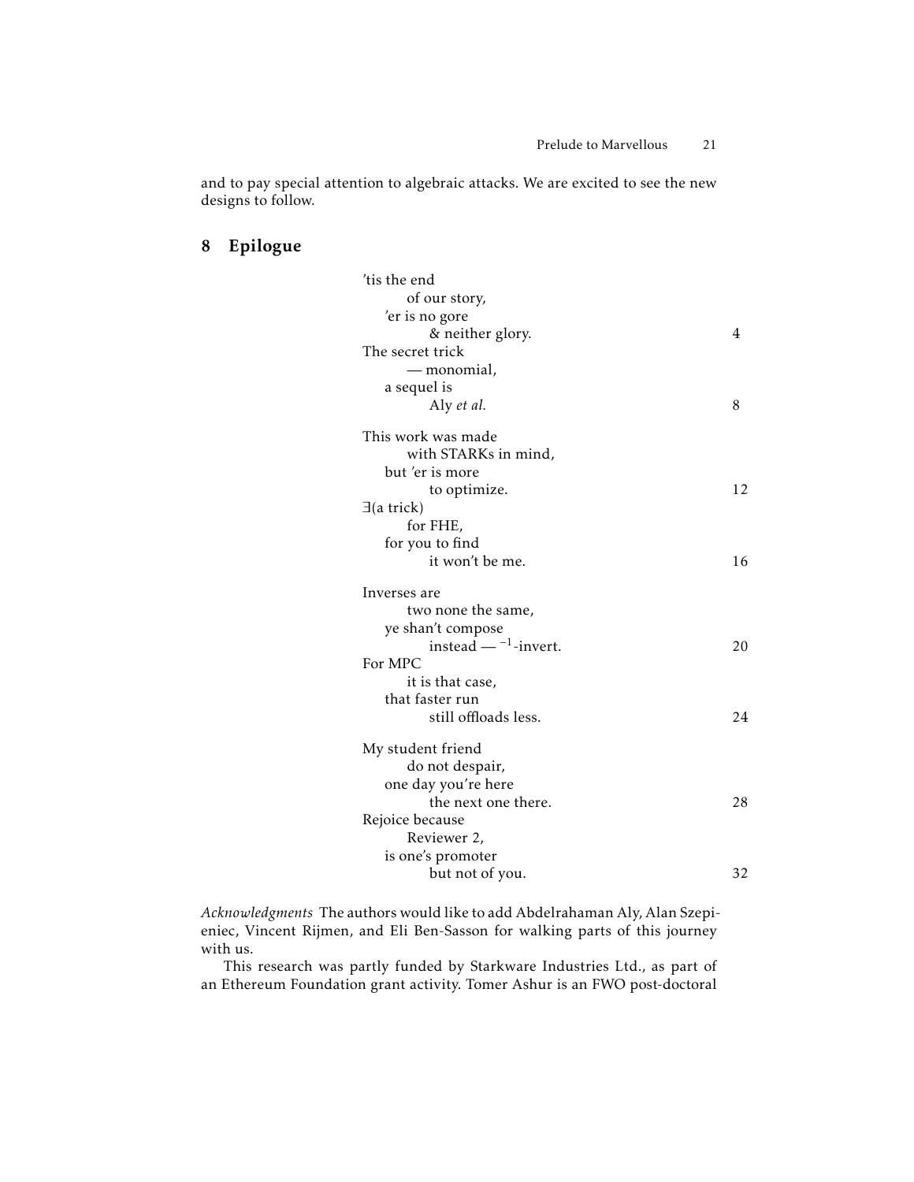and to pay special attention to algebraic attacks. We are excited to see the new designs to follow.

## 8 Epilogue

'tis the end
    of our story,
  'er is no gore
      & neither glory. 4
The secret trick
    — monomial,
  a sequel is
      Aly *et al.* 8

This work was made
    with STARKs in mind,
  but 'er is more
      to optimize. 12
∃(a trick)
    for FHE,
  for you to find
      it won't be me. 16

Inverses are
    two none the same,
  ye shan't compose
      instead — $^{-1}$-invert. 20
For MPC
    it is that case,
  that faster run
      still offloads less. 24

My student friend
    do not despair,
  one day you're here
      the next one there. 28
Rejoice because
    Reviewer 2,
  is one's promoter
      but not of you. 32

*Acknowledgments* The authors would like to add Abdelrahaman Aly, Alan Szepieniec, Vincent Rijmen, and Eli Ben-Sasson for walking parts of this journey with us.

This research was partly funded by Starkware Industries Ltd., as part of an Ethereum Foundation grant activity. Tomer Ashur is an FWO post-doctoral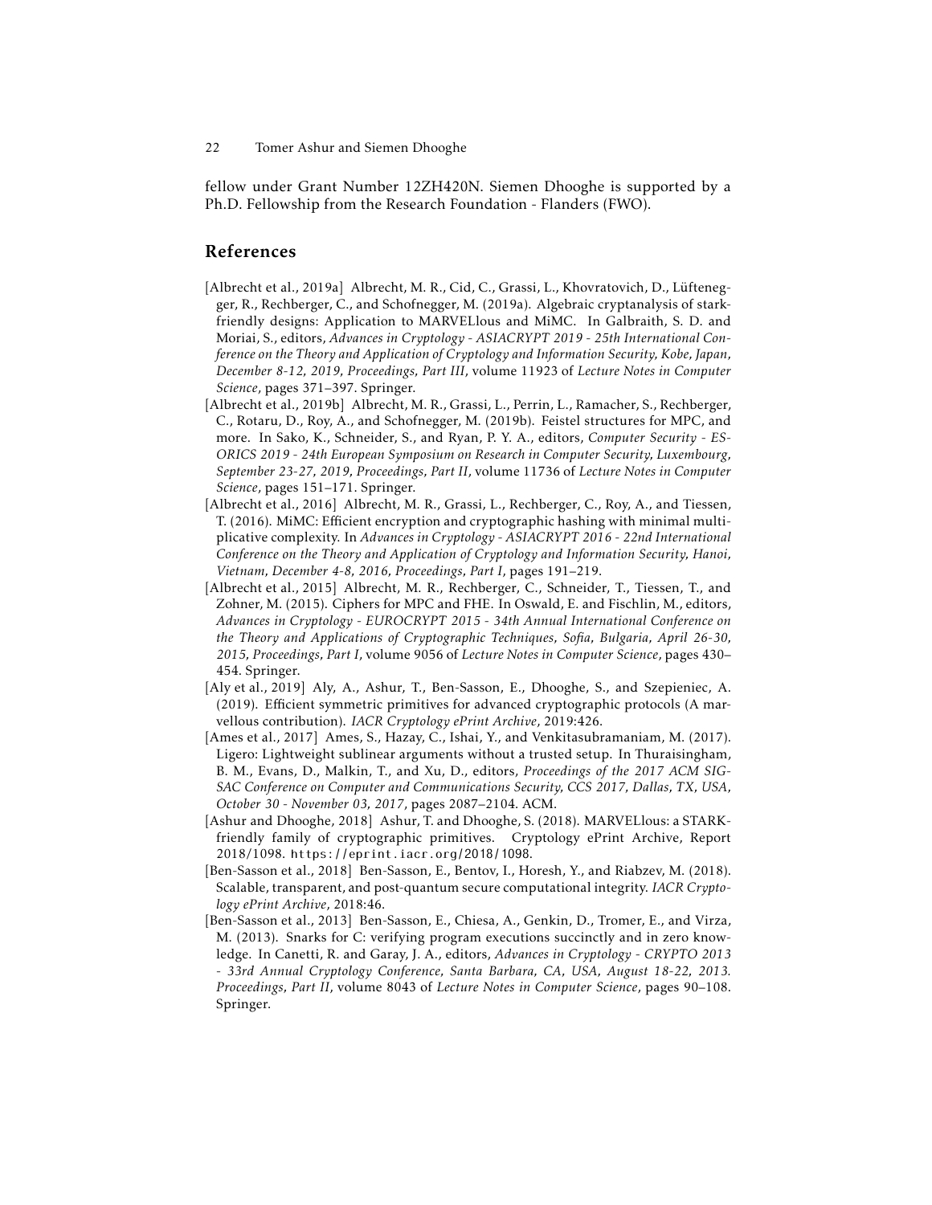fellow under Grant Number 12ZH420N. Siemen Dhooghe is supported by a Ph.D. Fellowship from the Research Foundation - Flanders (FWO).

## References

[Albrecht et al., 2019a] Albrecht, M. R., Cid, C., Grassi, L., Khovratovich, D., Lüftenegger, R., Rechberger, C., and Schofnegger, M. (2019a). Algebraic cryptanalysis of stark-friendly designs: Application to MARVELlous and MiMC. In Galbraith, S. D. and Moriai, S., editors, *Advances in Cryptology - ASIACRYPT 2019 - 25th International Conference on the Theory and Application of Cryptology and Information Security, Kobe, Japan, December 8-12, 2019, Proceedings, Part III*, volume 11923 of *Lecture Notes in Computer Science*, pages 371–397. Springer.

[Albrecht et al., 2019b] Albrecht, M. R., Grassi, L., Perrin, L., Ramacher, S., Rechberger, C., Rotaru, D., Roy, A., and Schofnegger, M. (2019b). Feistel structures for MPC, and more. In Sako, K., Schneider, S., and Ryan, P. Y. A., editors, *Computer Security - ESORICS 2019 - 24th European Symposium on Research in Computer Security, Luxembourg, September 23-27, 2019, Proceedings, Part II*, volume 11736 of *Lecture Notes in Computer Science*, pages 151–171. Springer.

[Albrecht et al., 2016] Albrecht, M. R., Grassi, L., Rechberger, C., Roy, A., and Tiessen, T. (2016). MiMC: Efficient encryption and cryptographic hashing with minimal multiplicative complexity. In *Advances in Cryptology - ASIACRYPT 2016 - 22nd International Conference on the Theory and Application of Cryptology and Information Security, Hanoi, Vietnam, December 4-8, 2016, Proceedings, Part I*, pages 191–219.

[Albrecht et al., 2015] Albrecht, M. R., Rechberger, C., Schneider, T., Tiessen, T., and Zohner, M. (2015). Ciphers for MPC and FHE. In Oswald, E. and Fischlin, M., editors, *Advances in Cryptology - EUROCRYPT 2015 - 34th Annual International Conference on the Theory and Applications of Cryptographic Techniques, Sofia, Bulgaria, April 26-30, 2015, Proceedings, Part I*, volume 9056 of *Lecture Notes in Computer Science*, pages 430–454. Springer.

[Aly et al., 2019] Aly, A., Ashur, T., Ben-Sasson, E., Dhooghe, S., and Szepieniec, A. (2019). Efficient symmetric primitives for advanced cryptographic protocols (A marvellous contribution). *IACR Cryptology ePrint Archive*, 2019:426.

[Ames et al., 2017] Ames, S., Hazay, C., Ishai, Y., and Venkitasubramaniam, M. (2017). Ligero: Lightweight sublinear arguments without a trusted setup. In Thuraisingham, B. M., Evans, D., Malkin, T., and Xu, D., editors, *Proceedings of the 2017 ACM SIGSAC Conference on Computer and Communications Security, CCS 2017, Dallas, TX, USA, October 30 - November 03, 2017*, pages 2087–2104. ACM.

[Ashur and Dhooghe, 2018] Ashur, T. and Dhooghe, S. (2018). MARVELlous: a STARK-friendly family of cryptographic primitives. Cryptology ePrint Archive, Report 2018/1098. https://eprint.iacr.org/2018/1098.

[Ben-Sasson et al., 2018] Ben-Sasson, E., Bentov, I., Horesh, Y., and Riabzev, M. (2018). Scalable, transparent, and post-quantum secure computational integrity. *IACR Cryptology ePrint Archive*, 2018:46.

[Ben-Sasson et al., 2013] Ben-Sasson, E., Chiesa, A., Genkin, D., Tromer, E., and Virza, M. (2013). Snarks for C: verifying program executions succinctly and in zero knowledge. In Canetti, R. and Garay, J. A., editors, *Advances in Cryptology - CRYPTO 2013 - 33rd Annual Cryptology Conference, Santa Barbara, CA, USA, August 18-22, 2013. Proceedings, Part II*, volume 8043 of *Lecture Notes in Computer Science*, pages 90–108. Springer.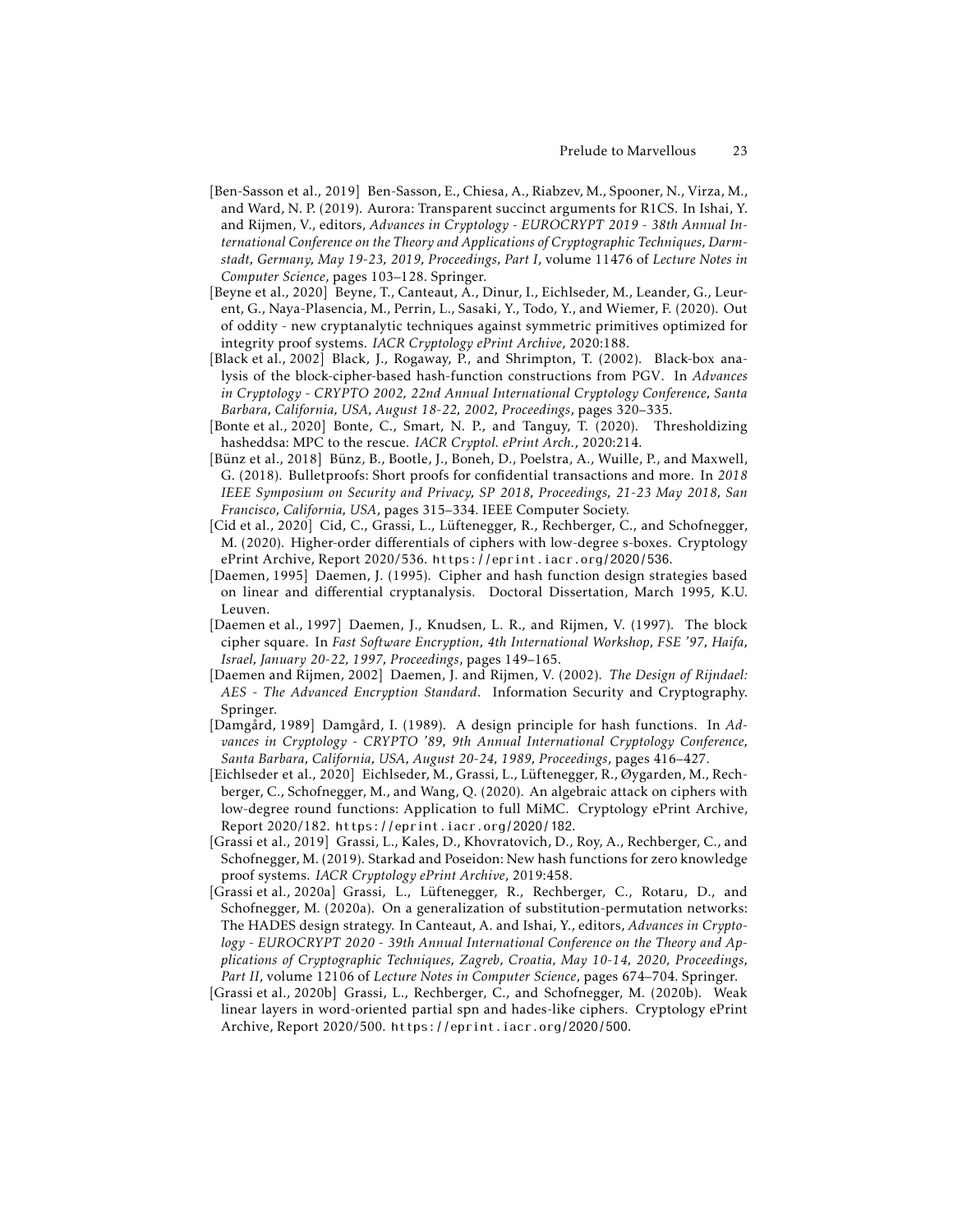[Ben-Sasson et al., 2019] Ben-Sasson, E., Chiesa, A., Riabzev, M., Spooner, N., Virza, M., and Ward, N. P. (2019). Aurora: Transparent succinct arguments for R1CS. In Ishai, Y. and Rijmen, V., editors, *Advances in Cryptology - EUROCRYPT 2019 - 38th Annual International Conference on the Theory and Applications of Cryptographic Techniques, Darmstadt, Germany, May 19-23, 2019, Proceedings, Part I*, volume 11476 of *Lecture Notes in Computer Science*, pages 103–128. Springer.

[Beyne et al., 2020] Beyne, T., Canteaut, A., Dinur, I., Eichlseder, M., Leander, G., Leurent, G., Naya-Plasencia, M., Perrin, L., Sasaki, Y., Todo, Y., and Wiemer, F. (2020). Out of oddity - new cryptanalytic techniques against symmetric primitives optimized for integrity proof systems. *IACR Cryptology ePrint Archive*, 2020:188.

[Black et al., 2002] Black, J., Rogaway, P., and Shrimpton, T. (2002). Black-box analysis of the block-cipher-based hash-function constructions from PGV. In *Advances in Cryptology - CRYPTO 2002, 22nd Annual International Cryptology Conference, Santa Barbara, California, USA, August 18-22, 2002, Proceedings*, pages 320–335.

[Bonte et al., 2020] Bonte, C., Smart, N. P., and Tanguy, T. (2020). Thresholdizing hasheddsa: MPC to the rescue. *IACR Cryptol. ePrint Arch.*, 2020:214.

[Bünz et al., 2018] Bünz, B., Bootle, J., Boneh, D., Poelstra, A., Wuille, P., and Maxwell, G. (2018). Bulletproofs: Short proofs for confidential transactions and more. In *2018 IEEE Symposium on Security and Privacy, SP 2018, Proceedings, 21-23 May 2018, San Francisco, California, USA*, pages 315–334. IEEE Computer Society.

[Cid et al., 2020] Cid, C., Grassi, L., Lüftenegger, R., Rechberger, C., and Schofnegger, M. (2020). Higher-order differentials of ciphers with low-degree s-boxes. Cryptology ePrint Archive, Report 2020/536. https://eprint.iacr.org/2020/536.

[Daemen, 1995] Daemen, J. (1995). Cipher and hash function design strategies based on linear and differential cryptanalysis. Doctoral Dissertation, March 1995, K.U. Leuven.

[Daemen et al., 1997] Daemen, J., Knudsen, L. R., and Rijmen, V. (1997). The block cipher square. In *Fast Software Encryption, 4th International Workshop, FSE '97, Haifa, Israel, January 20-22, 1997, Proceedings*, pages 149–165.

[Daemen and Rijmen, 2002] Daemen, J. and Rijmen, V. (2002). *The Design of Rijndael: AES - The Advanced Encryption Standard*. Information Security and Cryptography. Springer.

[Damgård, 1989] Damgård, I. (1989). A design principle for hash functions. In *Advances in Cryptology - CRYPTO '89, 9th Annual International Cryptology Conference, Santa Barbara, California, USA, August 20-24, 1989, Proceedings*, pages 416–427.

[Eichlseder et al., 2020] Eichlseder, M., Grassi, L., Lüftenegger, R., Øygarden, M., Rechberger, C., Schofnegger, M., and Wang, Q. (2020). An algebraic attack on ciphers with low-degree round functions: Application to full MiMC. Cryptology ePrint Archive, Report 2020/182. https://eprint.iacr.org/2020/182.

[Grassi et al., 2019] Grassi, L., Kales, D., Khovratovich, D., Roy, A., Rechberger, C., and Schofnegger, M. (2019). Starkad and Poseidon: New hash functions for zero knowledge proof systems. *IACR Cryptology ePrint Archive*, 2019:458.

[Grassi et al., 2020a] Grassi, L., Lüftenegger, R., Rechberger, C., Rotaru, D., and Schofnegger, M. (2020a). On a generalization of substitution-permutation networks: The HADES design strategy. In Canteaut, A. and Ishai, Y., editors, *Advances in Cryptology - EUROCRYPT 2020 - 39th Annual International Conference on the Theory and Applications of Cryptographic Techniques, Zagreb, Croatia, May 10-14, 2020, Proceedings, Part II*, volume 12106 of *Lecture Notes in Computer Science*, pages 674–704. Springer.

[Grassi et al., 2020b] Grassi, L., Rechberger, C., and Schofnegger, M. (2020b). Weak linear layers in word-oriented partial spn and hades-like ciphers. Cryptology ePrint Archive, Report 2020/500. https://eprint.iacr.org/2020/500.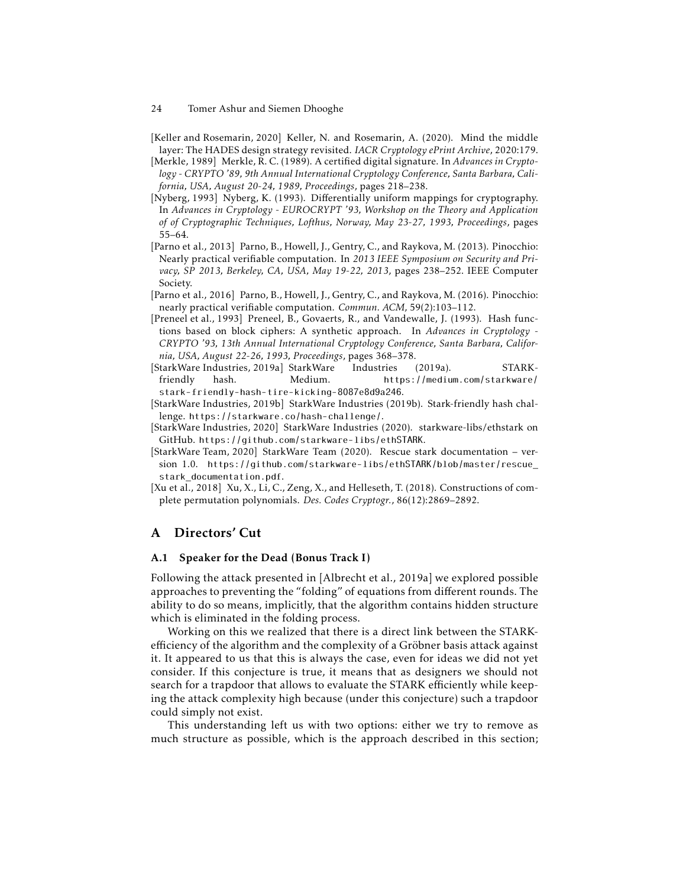[Keller and Rosemarin, 2020] Keller, N. and Rosemarin, A. (2020). Mind the middle layer: The HADES design strategy revisited. *IACR Cryptology ePrint Archive*, 2020:179.

[Merkle, 1989] Merkle, R. C. (1989). A certified digital signature. In *Advances in Cryptology - CRYPTO '89, 9th Annual International Cryptology Conference, Santa Barbara, California, USA, August 20-24, 1989, Proceedings*, pages 218–238.

[Nyberg, 1993] Nyberg, K. (1993). Differentially uniform mappings for cryptography. In *Advances in Cryptology - EUROCRYPT '93, Workshop on the Theory and Application of of Cryptographic Techniques, Lofthus, Norway, May 23-27, 1993, Proceedings*, pages 55–64.

[Parno et al., 2013] Parno, B., Howell, J., Gentry, C., and Raykova, M. (2013). Pinocchio: Nearly practical verifiable computation. In *2013 IEEE Symposium on Security and Privacy, SP 2013, Berkeley, CA, USA, May 19-22, 2013*, pages 238–252. IEEE Computer Society.

[Parno et al., 2016] Parno, B., Howell, J., Gentry, C., and Raykova, M. (2016). Pinocchio: nearly practical verifiable computation. *Commun. ACM*, 59(2):103–112.

[Preneel et al., 1993] Preneel, B., Govaerts, R., and Vandewalle, J. (1993). Hash functions based on block ciphers: A synthetic approach. In *Advances in Cryptology - CRYPTO '93, 13th Annual International Cryptology Conference, Santa Barbara, California, USA, August 22-26, 1993, Proceedings*, pages 368–378.

[StarkWare Industries, 2019a] StarkWare Industries (2019a). STARK-friendly hash. Medium. https://medium.com/starkware/stark-friendly-hash-tire-kicking-8087e8d9a246.

[StarkWare Industries, 2019b] StarkWare Industries (2019b). Stark-friendly hash challenge. https://starkware.co/hash-challenge/.

[StarkWare Industries, 2020] StarkWare Industries (2020). starkware-libs/ethstark on GitHub. https://github.com/starkware-libs/ethSTARK.

[StarkWare Team, 2020] StarkWare Team (2020). Rescue stark documentation – version 1.0. https://github.com/starkware-libs/ethSTARK/blob/master/rescue_stark_documentation.pdf.

[Xu et al., 2018] Xu, X., Li, C., Zeng, X., and Helleseth, T. (2018). Constructions of complete permutation polynomials. *Des. Codes Cryptogr.*, 86(12):2869–2892.

## A Directors' Cut

### A.1 Speaker for the Dead (Bonus Track I)

Following the attack presented in [Albrecht et al., 2019a] we explored possible approaches to preventing the "folding" of equations from different rounds. The ability to do so means, implicitly, that the algorithm contains hidden structure which is eliminated in the folding process.

Working on this we realized that there is a direct link between the STARK-efficiency of the algorithm and the complexity of a Gröbner basis attack against it. It appeared to us that this is always the case, even for ideas we did not yet consider. If this conjecture is true, it means that as designers we should not search for a trapdoor that allows to evaluate the STARK efficiently while keeping the attack complexity high because (under this conjecture) such a trapdoor could simply not exist.

This understanding left us with two options: either we try to remove as much structure as possible, which is the approach described in this section;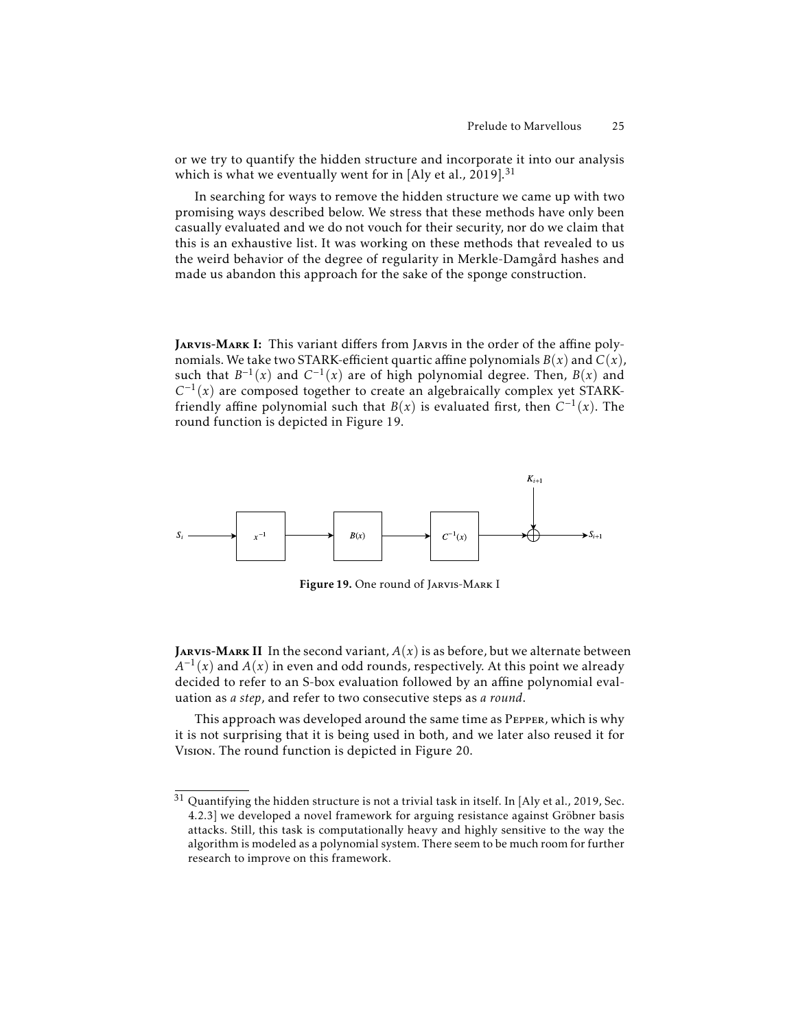or we try to quantify the hidden structure and incorporate it into our analysis which is what we eventually went for in [Aly et al., 2019].[31]

In searching for ways to remove the hidden structure we came up with two promising ways described below. We stress that these methods have only been casually evaluated and we do not vouch for their security, nor do we claim that this is an exhaustive list. It was working on these methods that revealed to us the weird behavior of the degree of regularity in Merkle-Damgård hashes and made us abandon this approach for the sake of the sponge construction.

**Jarvis-Mark I:** This variant differs from Jarvis in the order of the affine polynomials. We take two STARK-efficient quartic affine polynomials $B(x)$ and $C(x)$, such that $B^{-1}(x)$ and $C^{-1}(x)$ are of high polynomial degree. Then, $B(x)$ and $C^{-1}(x)$ are composed together to create an algebraically complex yet STARK-friendly affine polynomial such that $B(x)$ is evaluated first, then $C^{-1}(x)$. The round function is depicted in Figure 19.

$S_i \rightarrow x^{-1} \rightarrow B(x) \rightarrow C^{-1}(x) \rightarrow \oplus K_{i+1} \rightarrow S_{i+1}$

**Figure 19.** One round of Jarvis-Mark I

**Jarvis-Mark II** In the second variant, $A(x)$ is as before, but we alternate between $A^{-1}(x)$ and $A(x)$ in even and odd rounds, respectively. At this point we already decided to refer to an S-box evaluation followed by an affine polynomial evaluation as *a step*, and refer to two consecutive steps as *a round*.

This approach was developed around the same time as Pepper, which is why it is not surprising that it is being used in both, and we later also reused it for Vision. The round function is depicted in Figure 20.

[31] Quantifying the hidden structure is not a trivial task in itself. In [Aly et al., 2019, Sec. 4.2.3] we developed a novel framework for arguing resistance against Gröbner basis attacks. Still, this task is computationally heavy and highly sensitive to the way the algorithm is modeled as a polynomial system. There seem to be much room for further research to improve on this framework.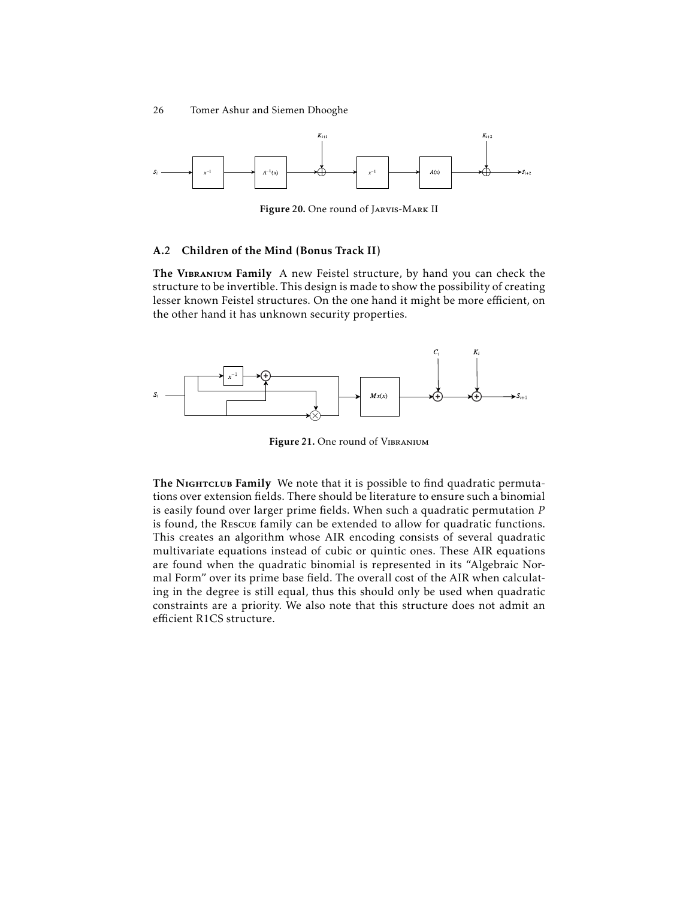$S_i$

$x^{-1}$

$A^{-1}(x)$

$K_{i+1}$

$x^{-1}$

$A(x)$

$K_{i+2}$

$S_{i+2}$

**Figure 20.** One round of Jarvis-Mark II

### A.2 Children of the Mind (Bonus Track II)

**The Vibranium Family** A new Feistel structure, by hand you can check the structure to be invertible. This design is made to show the possibility of creating lesser known Feistel structures. On the one hand it might be more efficient, on the other hand it has unknown security properties.

$S_i$

$x^{-1}$

$Mx(x)$

$C_i$

$K_i$

$S_{i+1}$

**Figure 21.** One round of Vibranium

**The Nightclub Family** We note that it is possible to find quadratic permutations over extension fields. There should be literature to ensure such a binomial is easily found over larger prime fields. When such a quadratic permutation $P$ is found, the Rescue family can be extended to allow for quadratic functions. This creates an algorithm whose AIR encoding consists of several quadratic multivariate equations instead of cubic or quintic ones. These AIR equations are found when the quadratic binomial is represented in its "Algebraic Normal Form" over its prime base field. The overall cost of the AIR when calculating in the degree is still equal, thus this should only be used when quadratic constraints are a priority. We also note that this structure does not admit an efficient R1CS structure.